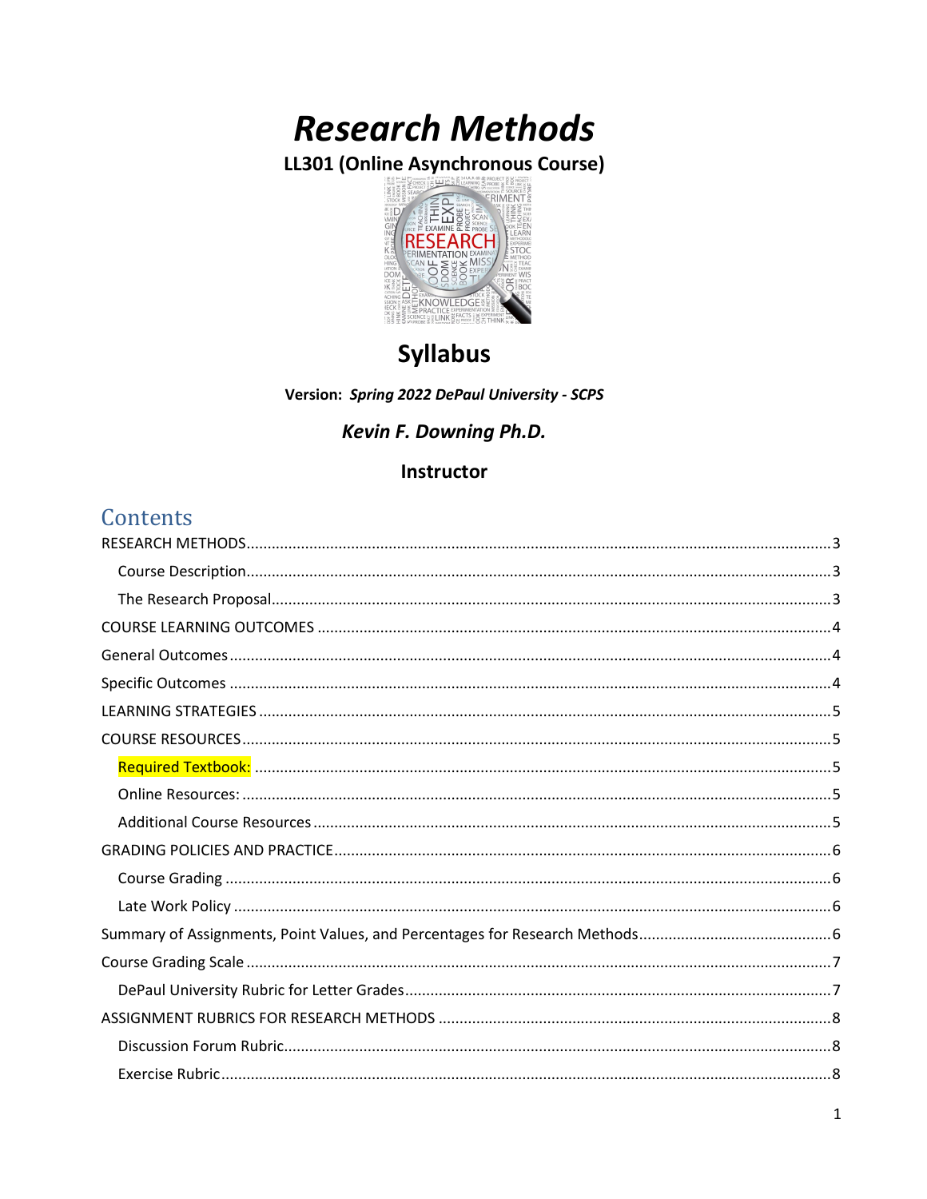# *Research Methods*

**LL301 (Online Asynchronous Course)**

## Syllabus

**Version:** ***Spring 2022 DePaul University - SCPS***

***Kevin F. Downing Ph.D.***

**Instructor**

## Contents

RESEARCH METHODS ..... 3
- Course Description ..... 3
- The Research Proposal ..... 3

COURSE LEARNING OUTCOMES ..... 4

General Outcomes ..... 4

Specific Outcomes ..... 4

LEARNING STRATEGIES ..... 5

COURSE RESOURCES ..... 5
- Required Textbook: ..... 5
- Online Resources: ..... 5
- Additional Course Resources ..... 5

GRADING POLICIES AND PRACTICE ..... 6
- Course Grading ..... 6
- Late Work Policy ..... 6

Summary of Assignments, Point Values, and Percentages for Research Methods ..... 6

Course Grading Scale ..... 7
- DePaul University Rubric for Letter Grades ..... 7

ASSIGNMENT RUBRICS FOR RESEARCH METHODS ..... 8
- Discussion Forum Rubric ..... 8
- Exercise Rubric ..... 8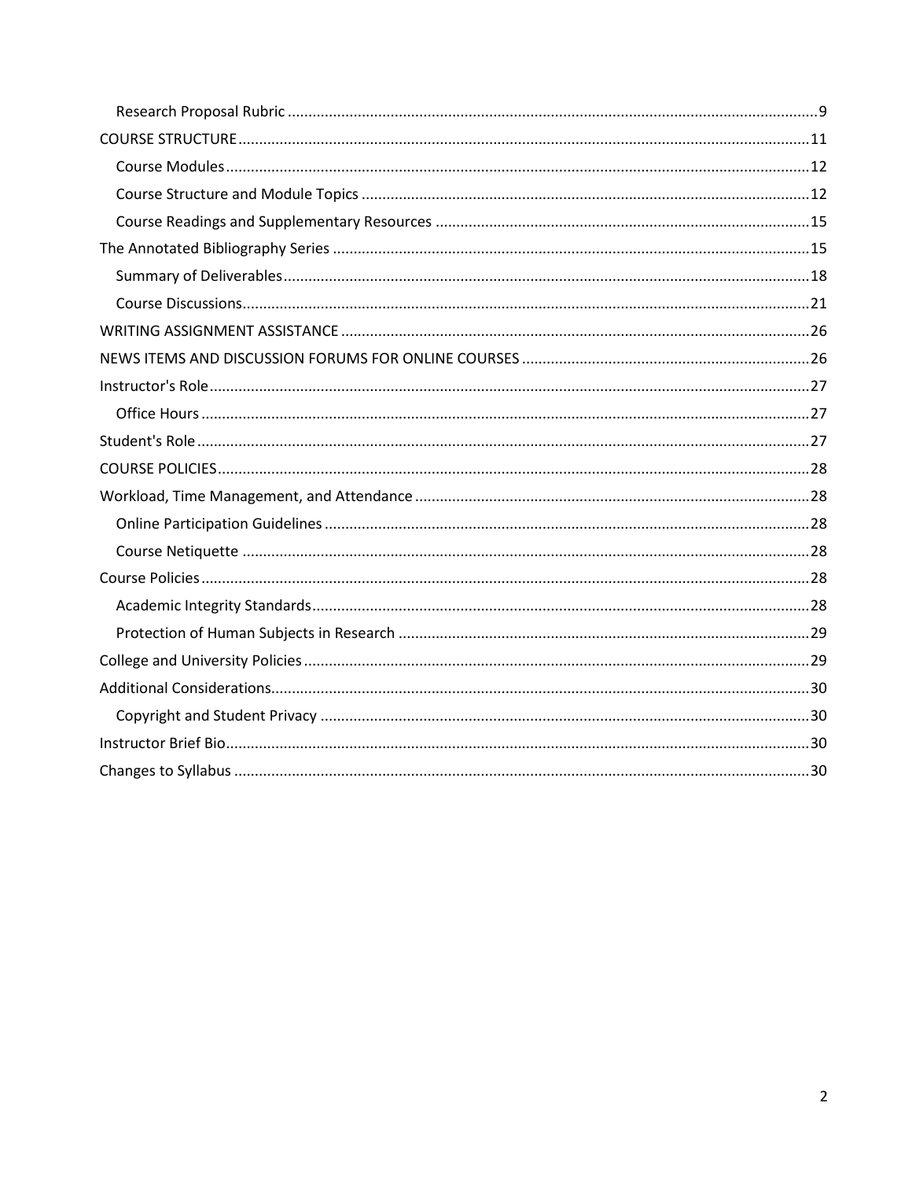- Research Proposal Rubric ... 9
- COURSE STRUCTURE ... 11
  - Course Modules ... 12
  - Course Structure and Module Topics ... 12
  - Course Readings and Supplementary Resources ... 15
- The Annotated Bibliography Series ... 15
  - Summary of Deliverables ... 18
  - Course Discussions ... 21
- WRITING ASSIGNMENT ASSISTANCE ... 26
- NEWS ITEMS AND DISCUSSION FORUMS FOR ONLINE COURSES ... 26
- Instructor's Role ... 27
  - Office Hours ... 27
- Student's Role ... 27
- COURSE POLICIES ... 28
- Workload, Time Management, and Attendance ... 28
  - Online Participation Guidelines ... 28
  - Course Netiquette ... 28
- Course Policies ... 28
  - Academic Integrity Standards ... 28
  - Protection of Human Subjects in Research ... 29
- College and University Policies ... 29
- Additional Considerations ... 30
  - Copyright and Student Privacy ... 30
- Instructor Brief Bio ... 30
- Changes to Syllabus ... 30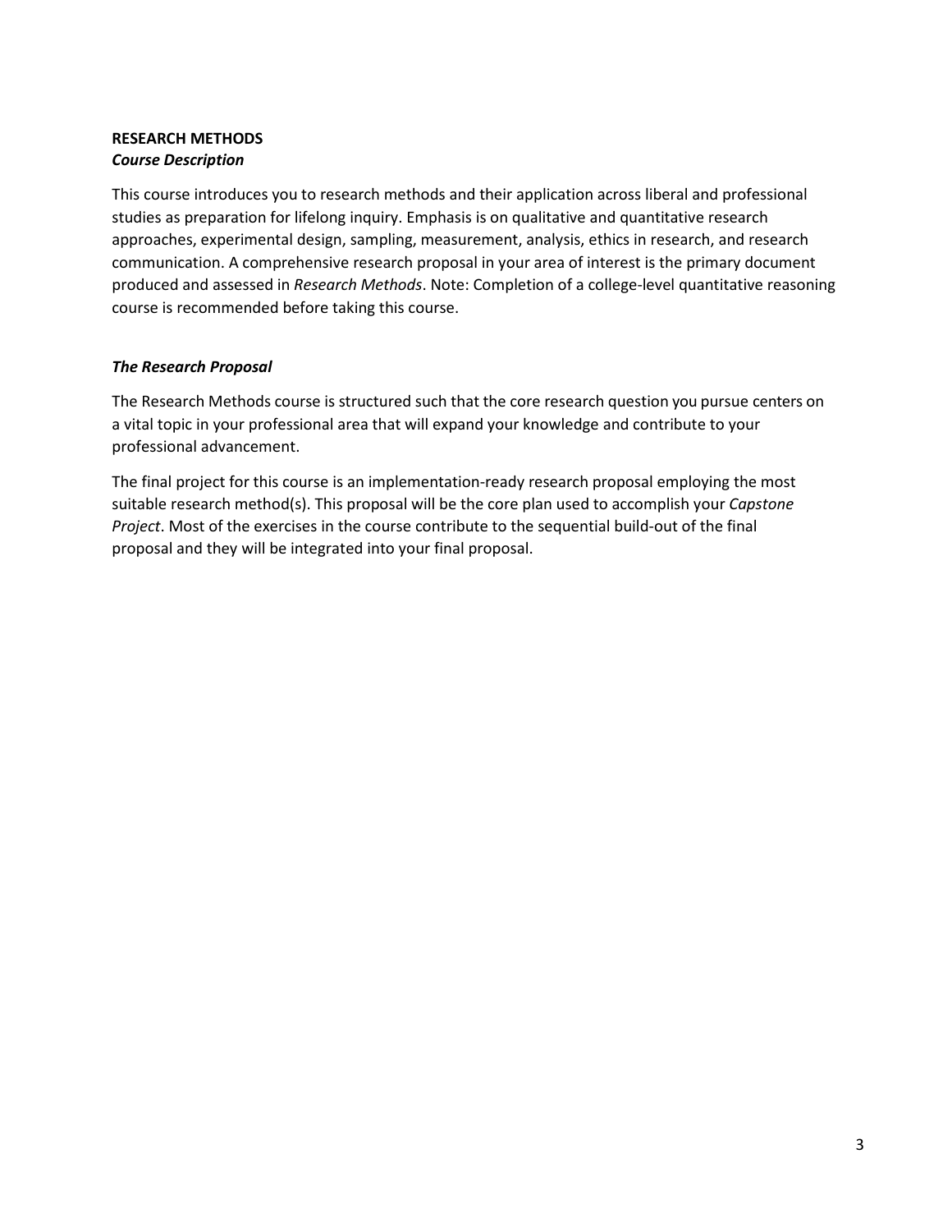## RESEARCH METHODS

### *Course Description*

This course introduces you to research methods and their application across liberal and professional studies as preparation for lifelong inquiry. Emphasis is on qualitative and quantitative research approaches, experimental design, sampling, measurement, analysis, ethics in research, and research communication. A comprehensive research proposal in your area of interest is the primary document produced and assessed in *Research Methods*. Note: Completion of a college-level quantitative reasoning course is recommended before taking this course.

### *The Research Proposal*

The Research Methods course is structured such that the core research question you pursue centers on a vital topic in your professional area that will expand your knowledge and contribute to your professional advancement.

The final project for this course is an implementation-ready research proposal employing the most suitable research method(s). This proposal will be the core plan used to accomplish your *Capstone Project*. Most of the exercises in the course contribute to the sequential build-out of the final proposal and they will be integrated into your final proposal.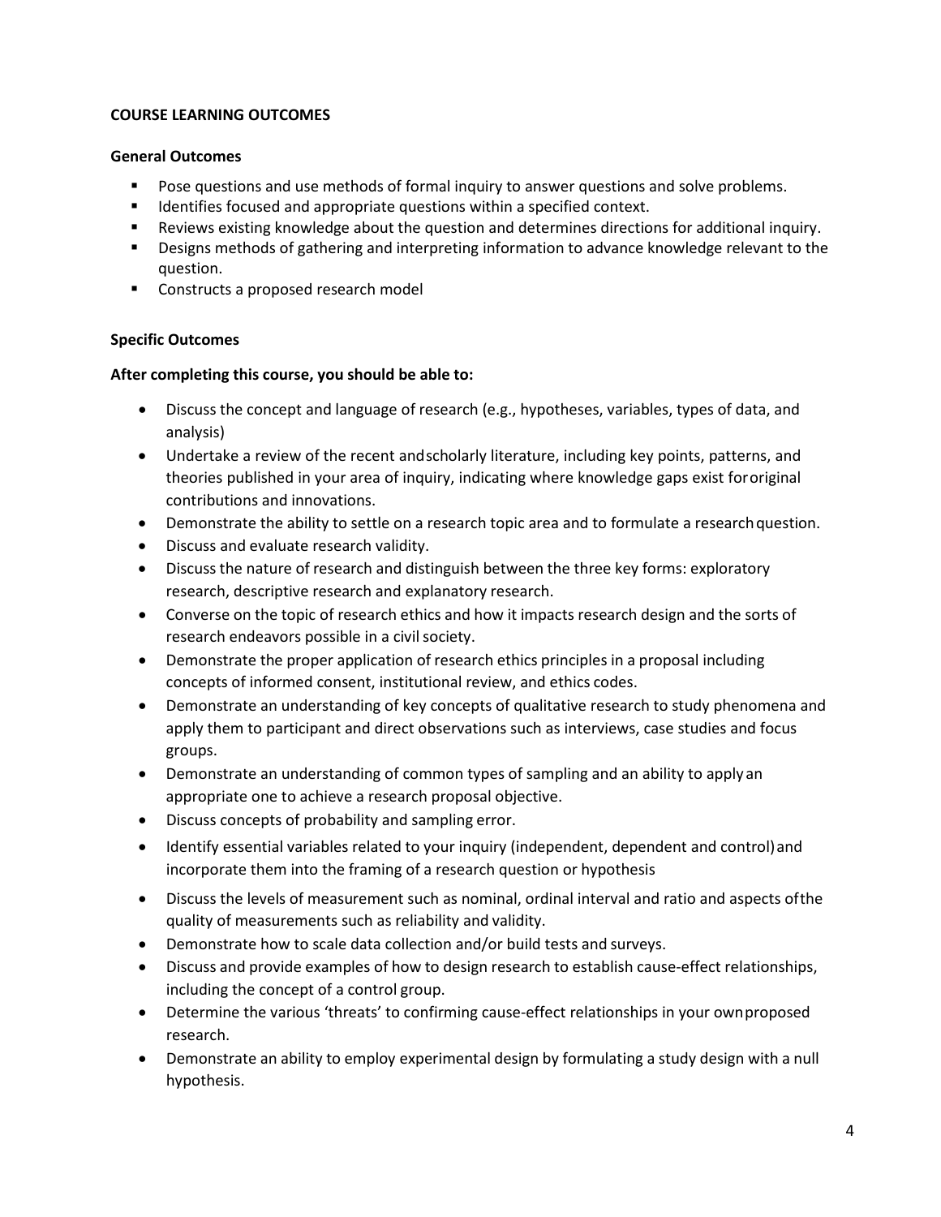## COURSE LEARNING OUTCOMES

### General Outcomes

- Pose questions and use methods of formal inquiry to answer questions and solve problems.
- Identifies focused and appropriate questions within a specified context.
- Reviews existing knowledge about the question and determines directions for additional inquiry.
- Designs methods of gathering and interpreting information to advance knowledge relevant to the question.
- Constructs a proposed research model

### Specific Outcomes

**After completing this course, you should be able to:**

- Discuss the concept and language of research (e.g., hypotheses, variables, types of data, and analysis)
- Undertake a review of the recent andscholarly literature, including key points, patterns, and theories published in your area of inquiry, indicating where knowledge gaps exist fororiginal contributions and innovations.
- Demonstrate the ability to settle on a research topic area and to formulate a researchquestion.
- Discuss and evaluate research validity.
- Discuss the nature of research and distinguish between the three key forms: exploratory research, descriptive research and explanatory research.
- Converse on the topic of research ethics and how it impacts research design and the sorts of research endeavors possible in a civil society.
- Demonstrate the proper application of research ethics principles in a proposal including concepts of informed consent, institutional review, and ethics codes.
- Demonstrate an understanding of key concepts of qualitative research to study phenomena and apply them to participant and direct observations such as interviews, case studies and focus groups.
- Demonstrate an understanding of common types of sampling and an ability to applyan appropriate one to achieve a research proposal objective.
- Discuss concepts of probability and sampling error.
- Identify essential variables related to your inquiry (independent, dependent and control)and incorporate them into the framing of a research question or hypothesis
- Discuss the levels of measurement such as nominal, ordinal interval and ratio and aspects ofthe quality of measurements such as reliability and validity.
- Demonstrate how to scale data collection and/or build tests and surveys.
- Discuss and provide examples of how to design research to establish cause-effect relationships, including the concept of a control group.
- Determine the various 'threats' to confirming cause-effect relationships in your ownproposed research.
- Demonstrate an ability to employ experimental design by formulating a study design with a null hypothesis.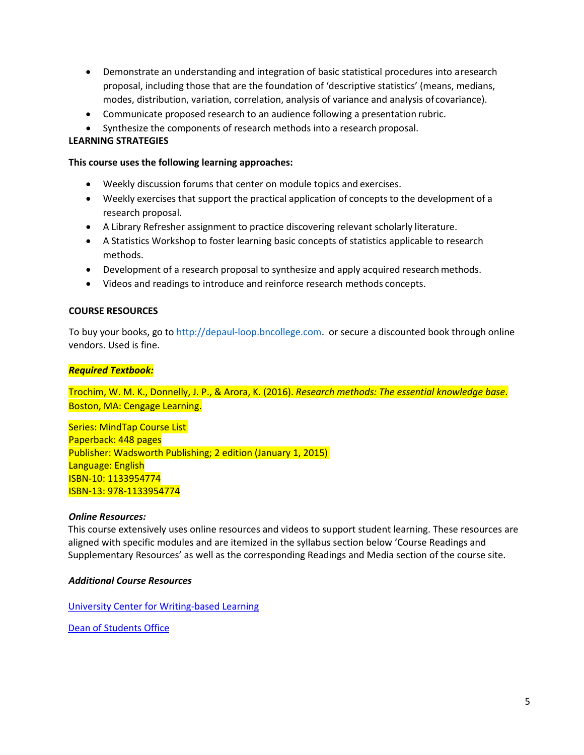- Demonstrate an understanding and integration of basic statistical procedures into a research proposal, including those that are the foundation of 'descriptive statistics' (means, medians, modes, distribution, variation, correlation, analysis of variance and analysis of covariance).
- Communicate proposed research to an audience following a presentation rubric.
- Synthesize the components of research methods into a research proposal.

**LEARNING STRATEGIES**

**This course uses the following learning approaches:**

- Weekly discussion forums that center on module topics and exercises.
- Weekly exercises that support the practical application of concepts to the development of a research proposal.
- A Library Refresher assignment to practice discovering relevant scholarly literature.
- A Statistics Workshop to foster learning basic concepts of statistics applicable to research methods.
- Development of a research proposal to synthesize and apply acquired research methods.
- Videos and readings to introduce and reinforce research methods concepts.

**COURSE RESOURCES**

To buy your books, go to [http://depaul-loop.bncollege.com](http://depaul-loop.bncollege.com). or secure a discounted book through online vendors. Used is fine.

***Required Textbook:***

Trochim, W. M. K., Donnelly, J. P., & Arora, K. (2016). *Research methods: The essential knowledge base*. Boston, MA: Cengage Learning.

Series: MindTap Course List
Paperback: 448 pages
Publisher: Wadsworth Publishing; 2 edition (January 1, 2015)
Language: English
ISBN-10: 1133954774
ISBN-13: 978-1133954774

***Online Resources:***
This course extensively uses online resources and videos to support student learning. These resources are aligned with specific modules and are itemized in the syllabus section below 'Course Readings and Supplementary Resources' as well as the corresponding Readings and Media section of the course site.

***Additional Course Resources***

University Center for Writing-based Learning

Dean of Students Office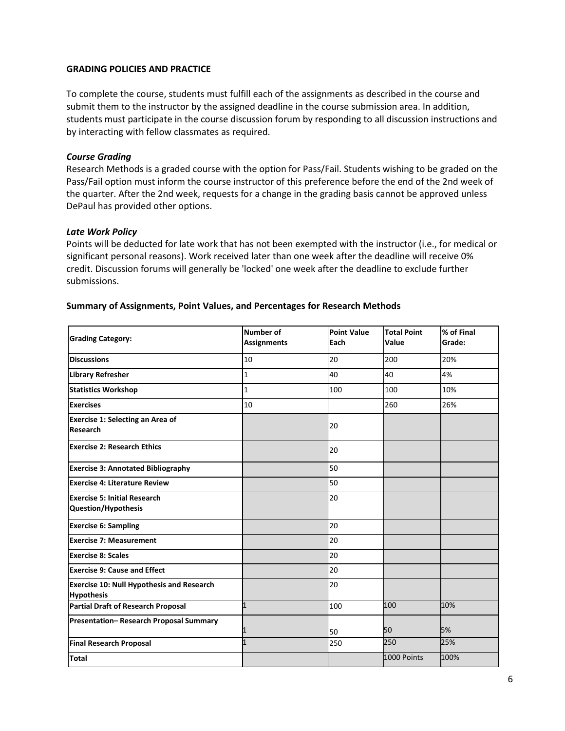## GRADING POLICIES AND PRACTICE

To complete the course, students must fulfill each of the assignments as described in the course and submit them to the instructor by the assigned deadline in the course submission area. In addition, students must participate in the course discussion forum by responding to all discussion instructions and by interacting with fellow classmates as required.

### *Course Grading*

Research Methods is a graded course with the option for Pass/Fail. Students wishing to be graded on the Pass/Fail option must inform the course instructor of this preference before the end of the 2nd week of the quarter. After the 2nd week, requests for a change in the grading basis cannot be approved unless DePaul has provided other options.

### *Late Work Policy*

Points will be deducted for late work that has not been exempted with the instructor (i.e., for medical or significant personal reasons). Work received later than one week after the deadline will receive 0% credit. Discussion forums will generally be 'locked' one week after the deadline to exclude further submissions.

### Summary of Assignments, Point Values, and Percentages for Research Methods

| Grading Category: | Number of Assignments | Point Value Each | Total Point Value | % of Final Grade: |
|---|---|---|---|---|
| **Discussions** | 10 | 20 | 200 | 20% |
| **Library Refresher** | 1 | 40 | 40 | 4% |
| **Statistics Workshop** | 1 | 100 | 100 | 10% |
| **Exercises** | 10 | | 260 | 26% |
| **Exercise 1: Selecting an Area of Research** | | 20 | | |
| **Exercise 2: Research Ethics** | | 20 | | |
| **Exercise 3: Annotated Bibliography** | | 50 | | |
| **Exercise 4: Literature Review** | | 50 | | |
| **Exercise 5: Initial Research Question/Hypothesis** | | 20 | | |
| **Exercise 6: Sampling** | | 20 | | |
| **Exercise 7: Measurement** | | 20 | | |
| **Exercise 8: Scales** | | 20 | | |
| **Exercise 9: Cause and Effect** | | 20 | | |
| **Exercise 10: Null Hypothesis and Research Hypothesis** | | 20 | | |
| **Partial Draft of Research Proposal** | 1 | 100 | 100 | 10% |
| **Presentation– Research Proposal Summary** | 1 | 50 | 50 | 5% |
| **Final Research Proposal** | 1 | 250 | 250 | 25% |
| **Total** | | | 1000 Points | 100% |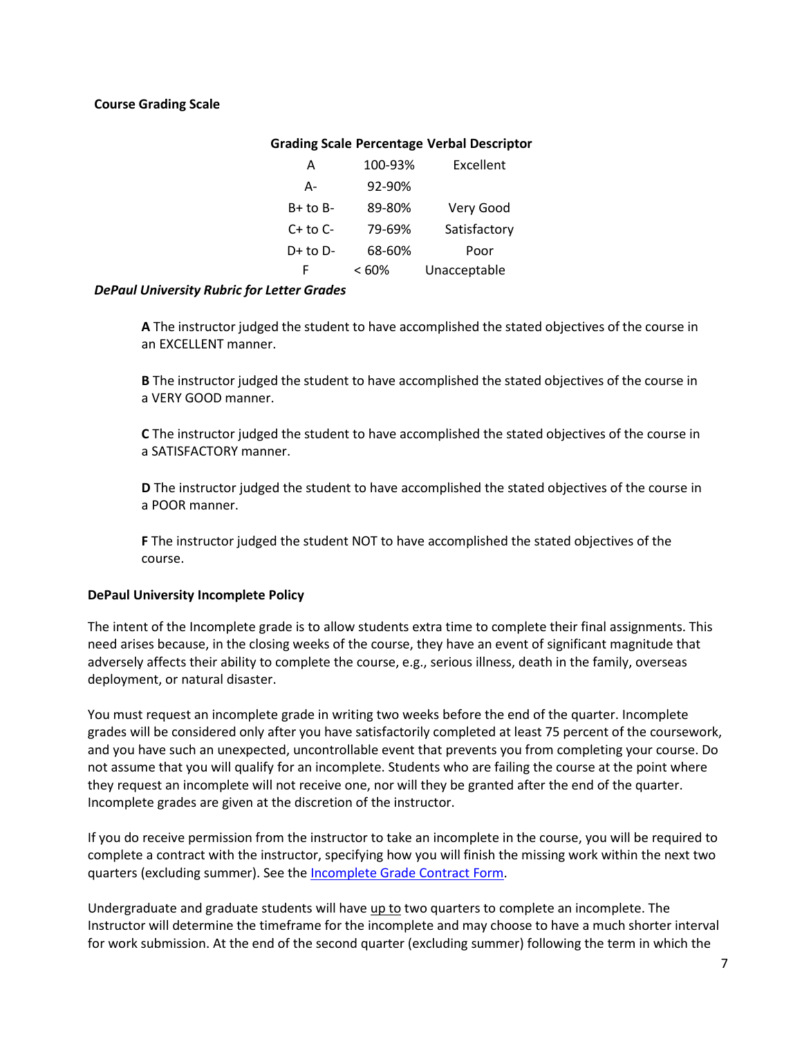**Course Grading Scale**

| Grading Scale | Percentage | Verbal Descriptor |
|---|---|---|
| A | 100-93% | Excellent |
| A- | 92-90% | |
| B+ to B- | 89-80% | Very Good |
| C+ to C- | 79-69% | Satisfactory |
| D+ to D- | 68-60% | Poor |
| F | < 60% | Unacceptable |

***DePaul University Rubric for Letter Grades***

**A** The instructor judged the student to have accomplished the stated objectives of the course in an EXCELLENT manner.

**B** The instructor judged the student to have accomplished the stated objectives of the course in a VERY GOOD manner.

**C** The instructor judged the student to have accomplished the stated objectives of the course in a SATISFACTORY manner.

**D** The instructor judged the student to have accomplished the stated objectives of the course in a POOR manner.

**F** The instructor judged the student NOT to have accomplished the stated objectives of the course.

**DePaul University Incomplete Policy**

The intent of the Incomplete grade is to allow students extra time to complete their final assignments. This need arises because, in the closing weeks of the course, they have an event of significant magnitude that adversely affects their ability to complete the course, e.g., serious illness, death in the family, overseas deployment, or natural disaster.

You must request an incomplete grade in writing two weeks before the end of the quarter. Incomplete grades will be considered only after you have satisfactorily completed at least 75 percent of the coursework, and you have such an unexpected, uncontrollable event that prevents you from completing your course. Do not assume that you will qualify for an incomplete. Students who are failing the course at the point where they request an incomplete will not receive one, nor will they be granted after the end of the quarter. Incomplete grades are given at the discretion of the instructor.

If you do receive permission from the instructor to take an incomplete in the course, you will be required to complete a contract with the instructor, specifying how you will finish the missing work within the next two quarters (excluding summer). See the [Incomplete Grade Contract Form](Incomplete Grade Contract Form).

Undergraduate and graduate students will have up to two quarters to complete an incomplete. The Instructor will determine the timeframe for the incomplete and may choose to have a much shorter interval for work submission. At the end of the second quarter (excluding summer) following the term in which the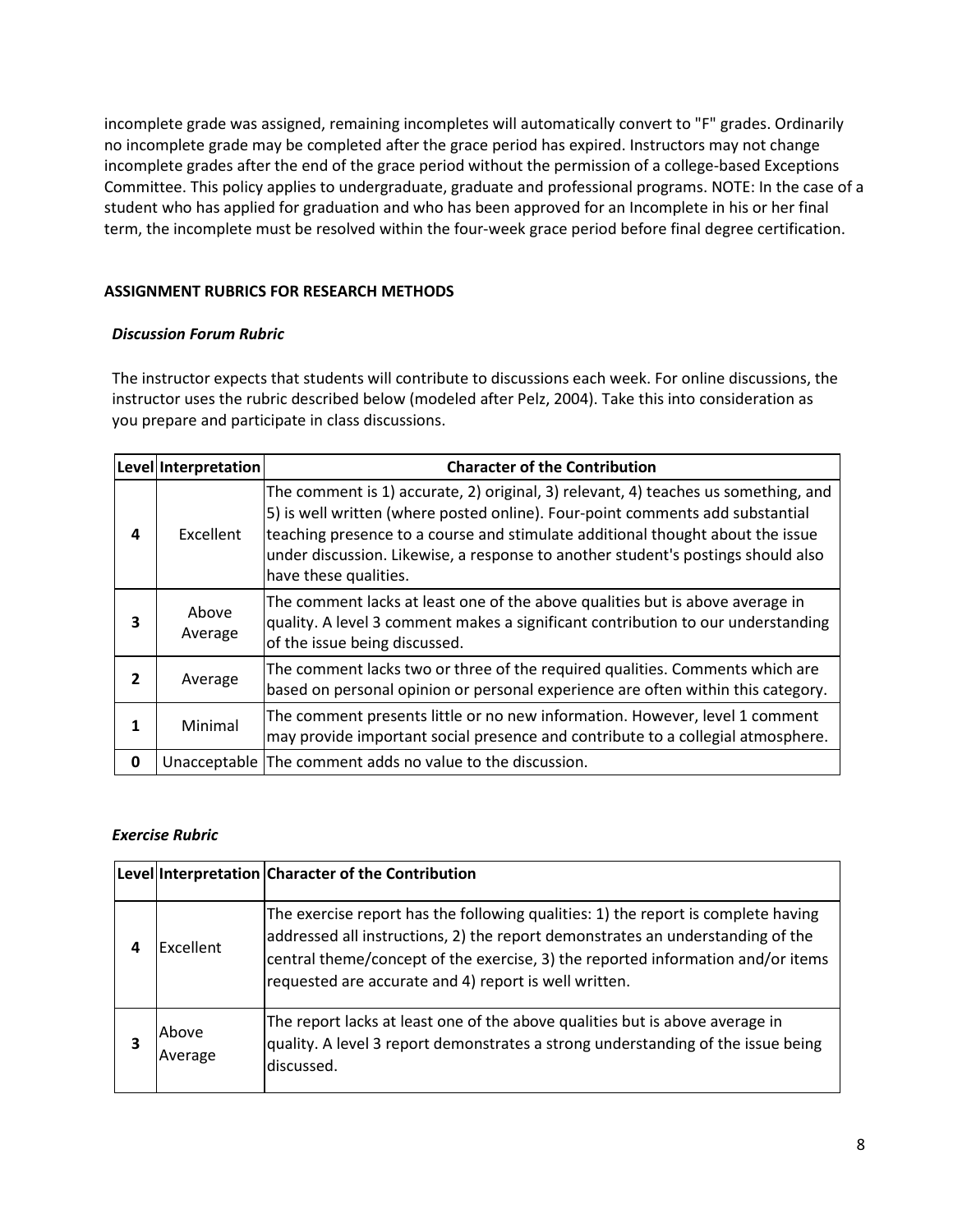incomplete grade was assigned, remaining incompletes will automatically convert to "F" grades. Ordinarily no incomplete grade may be completed after the grace period has expired. Instructors may not change incomplete grades after the end of the grace period without the permission of a college-based Exceptions Committee. This policy applies to undergraduate, graduate and professional programs. NOTE: In the case of a student who has applied for graduation and who has been approved for an Incomplete in his or her final term, the incomplete must be resolved within the four-week grace period before final degree certification.

## ASSIGNMENT RUBRICS FOR RESEARCH METHODS

### *Discussion Forum Rubric*

The instructor expects that students will contribute to discussions each week. For online discussions, the instructor uses the rubric described below (modeled after Pelz, 2004). Take this into consideration as you prepare and participate in class discussions.

| Level | Interpretation | Character of the Contribution |
|---|---|---|
| 4 | Excellent | The comment is 1) accurate, 2) original, 3) relevant, 4) teaches us something, and 5) is well written (where posted online). Four-point comments add substantial teaching presence to a course and stimulate additional thought about the issue under discussion. Likewise, a response to another student's postings should also have these qualities. |
| 3 | Above Average | The comment lacks at least one of the above qualities but is above average in quality. A level 3 comment makes a significant contribution to our understanding of the issue being discussed. |
| 2 | Average | The comment lacks two or three of the required qualities. Comments which are based on personal opinion or personal experience are often within this category. |
| 1 | Minimal | The comment presents little or no new information. However, level 1 comment may provide important social presence and contribute to a collegial atmosphere. |
| 0 | Unacceptable | The comment adds no value to the discussion. |

### *Exercise Rubric*

| Level | Interpretation | Character of the Contribution |
|---|---|---|
| 4 | Excellent | The exercise report has the following qualities: 1) the report is complete having addressed all instructions, 2) the report demonstrates an understanding of the central theme/concept of the exercise, 3) the reported information and/or items requested are accurate and 4) report is well written. |
| 3 | Above Average | The report lacks at least one of the above qualities but is above average in quality. A level 3 report demonstrates a strong understanding of the issue being discussed. |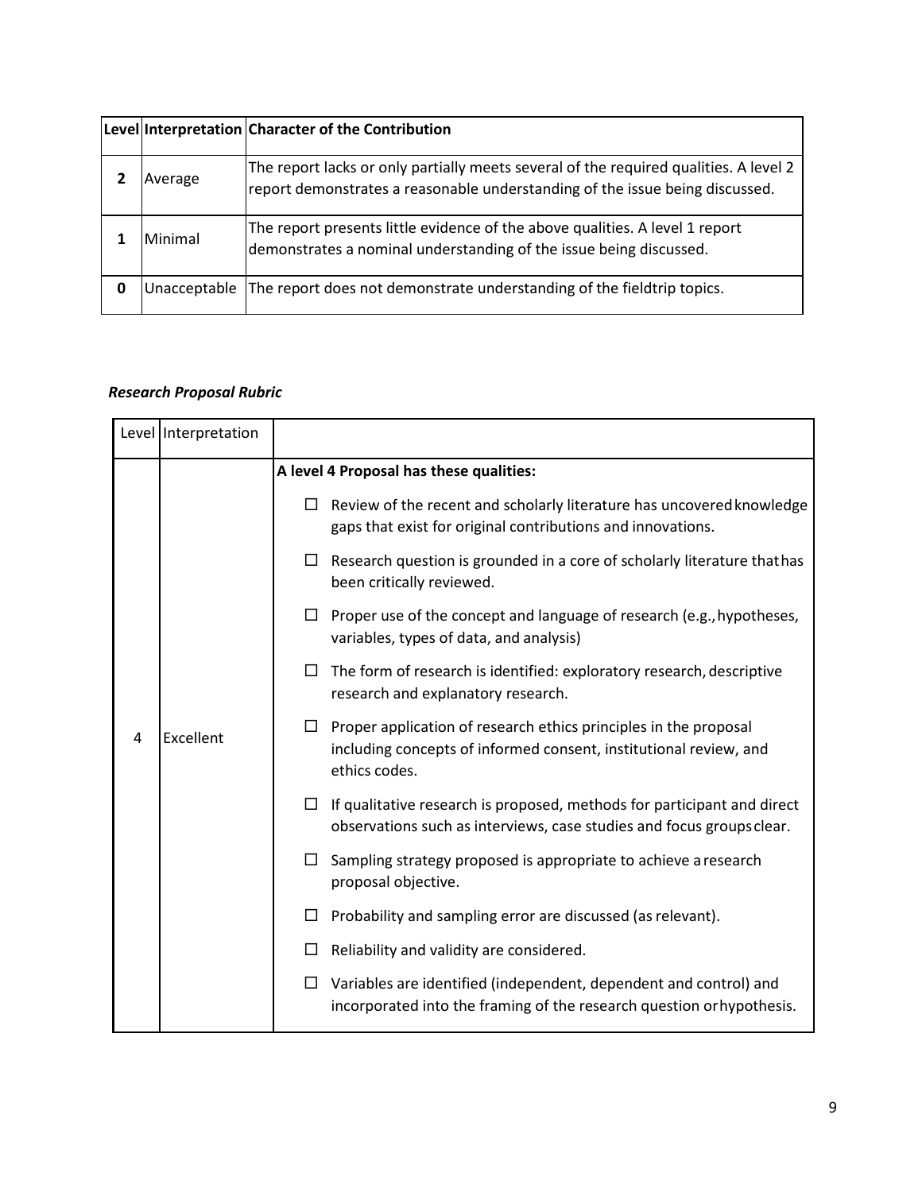| Level | Interpretation | Character of the Contribution |
|---|---|---|
| **2** | Average | The report lacks or only partially meets several of the required qualities. A level 2 report demonstrates a reasonable understanding of the issue being discussed. |
| **1** | Minimal | The report presents little evidence of the above qualities. A level 1 report demonstrates a nominal understanding of the issue being discussed. |
| **0** | Unacceptable | The report does not demonstrate understanding of the fieldtrip topics. |

***Research Proposal Rubric***

| Level | Interpretation | |
|---|---|---|
| 4 | Excellent | **A level 4 Proposal has these qualities:**<br>☐ Review of the recent and scholarly literature has uncovered knowledge gaps that exist for original contributions and innovations.<br>☐ Research question is grounded in a core of scholarly literature that has been critically reviewed.<br>☐ Proper use of the concept and language of research (e.g., hypotheses, variables, types of data, and analysis)<br>☐ The form of research is identified: exploratory research, descriptive research and explanatory research.<br>☐ Proper application of research ethics principles in the proposal including concepts of informed consent, institutional review, and ethics codes.<br>☐ If qualitative research is proposed, methods for participant and direct observations such as interviews, case studies and focus groups clear.<br>☐ Sampling strategy proposed is appropriate to achieve a research proposal objective.<br>☐ Probability and sampling error are discussed (as relevant).<br>☐ Reliability and validity are considered.<br>☐ Variables are identified (independent, dependent and control) and incorporated into the framing of the research question or hypothesis. |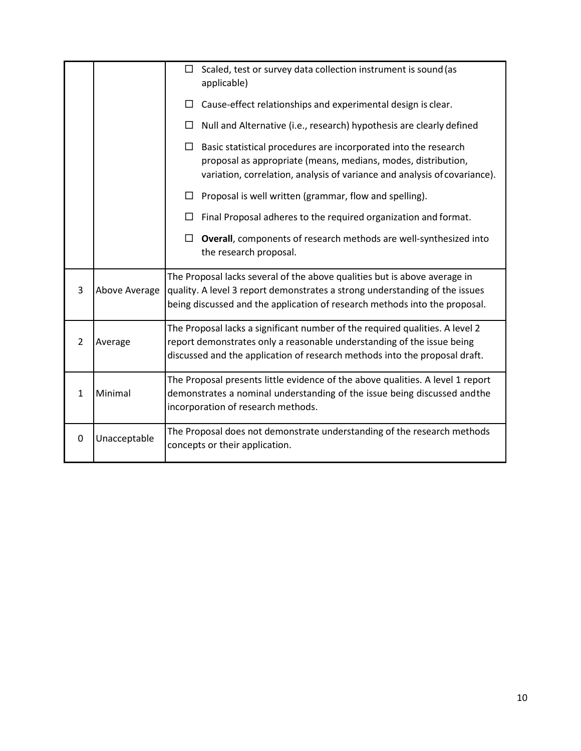| | | |
|---|---|---|
| | | ☐ Scaled, test or survey data collection instrument is sound (as applicable)<br>☐ Cause-effect relationships and experimental design is clear.<br>☐ Null and Alternative (i.e., research) hypothesis are clearly defined<br>☐ Basic statistical procedures are incorporated into the research proposal as appropriate (means, medians, modes, distribution, variation, correlation, analysis of variance and analysis of covariance).<br>☐ Proposal is well written (grammar, flow and spelling).<br>☐ Final Proposal adheres to the required organization and format.<br>☐ **Overall**, components of research methods are well-synthesized into the research proposal. |
| 3 | Above Average | The Proposal lacks several of the above qualities but is above average in quality. A level 3 report demonstrates a strong understanding of the issues being discussed and the application of research methods into the proposal. |
| 2 | Average | The Proposal lacks a significant number of the required qualities. A level 2 report demonstrates only a reasonable understanding of the issue being discussed and the application of research methods into the proposal draft. |
| 1 | Minimal | The Proposal presents little evidence of the above qualities. A level 1 report demonstrates a nominal understanding of the issue being discussed and the incorporation of research methods. |
| 0 | Unacceptable | The Proposal does not demonstrate understanding of the research methods concepts or their application. |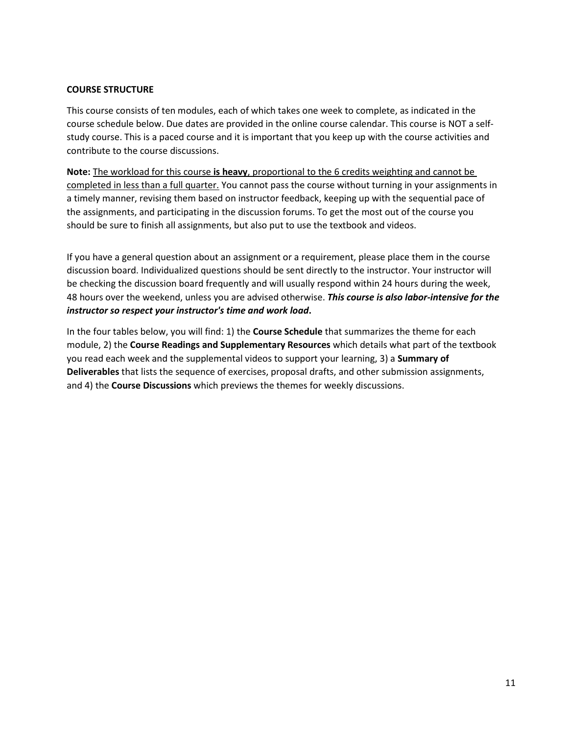**COURSE STRUCTURE**

This course consists of ten modules, each of which takes one week to complete, as indicated in the course schedule below. Due dates are provided in the online course calendar. This course is NOT a self-study course. This is a paced course and it is important that you keep up with the course activities and contribute to the course discussions.

**Note:** <u>The workload for this course **is heavy**, proportional to the 6 credits weighting and cannot be completed in less than a full quarter.</u> You cannot pass the course without turning in your assignments in a timely manner, revising them based on instructor feedback, keeping up with the sequential pace of the assignments, and participating in the discussion forums. To get the most out of the course you should be sure to finish all assignments, but also put to use the textbook and videos.

If you have a general question about an assignment or a requirement, please place them in the course discussion board. Individualized questions should be sent directly to the instructor. Your instructor will be checking the discussion board frequently and will usually respond within 24 hours during the week, 48 hours over the weekend, unless you are advised otherwise. ***This course is also labor-intensive for the instructor so respect your instructor's time and work load*.**

In the four tables below, you will find: 1) the **Course Schedule** that summarizes the theme for each module, 2) the **Course Readings and Supplementary Resources** which details what part of the textbook you read each week and the supplemental videos to support your learning, 3) a **Summary of Deliverables** that lists the sequence of exercises, proposal drafts, and other submission assignments, and 4) the **Course Discussions** which previews the themes for weekly discussions.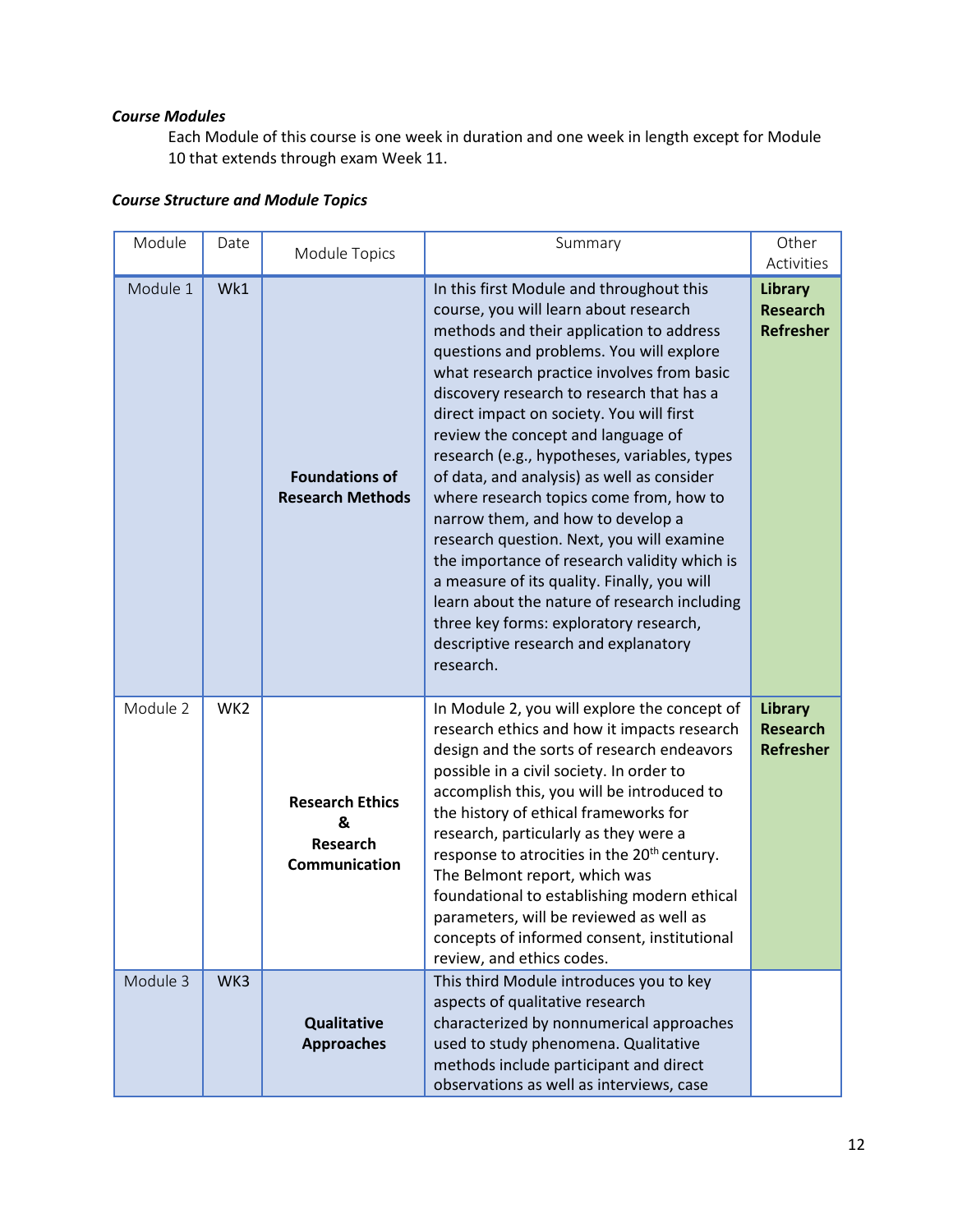***Course Modules***

Each Module of this course is one week in duration and one week in length except for Module 10 that extends through exam Week 11.

***Course Structure and Module Topics***

| Module | Date | Module Topics | Summary | Other Activities |
| --- | --- | --- | --- | --- |
| Module 1 | Wk1 | **Foundations of Research Methods** | In this first Module and throughout this course, you will learn about research methods and their application to address questions and problems. You will explore what research practice involves from basic discovery research to research that has a direct impact on society. You will first review the concept and language of research (e.g., hypotheses, variables, types of data, and analysis) as well as consider where research topics come from, how to narrow them, and how to develop a research question. Next, you will examine the importance of research validity which is a measure of its quality. Finally, you will learn about the nature of research including three key forms: exploratory research, descriptive research and explanatory research. | **Library Research Refresher** |
| Module 2 | WK2 | **Research Ethics & Research Communication** | In Module 2, you will explore the concept of research ethics and how it impacts research design and the sorts of research endeavors possible in a civil society. In order to accomplish this, you will be introduced to the history of ethical frameworks for research, particularly as they were a response to atrocities in the 20th century. The Belmont report, which was foundational to establishing modern ethical parameters, will be reviewed as well as concepts of informed consent, institutional review, and ethics codes. | **Library Research Refresher** |
| Module 3 | WK3 | **Qualitative Approaches** | This third Module introduces you to key aspects of qualitative research characterized by nonnumerical approaches used to study phenomena. Qualitative methods include participant and direct observations as well as interviews, case | |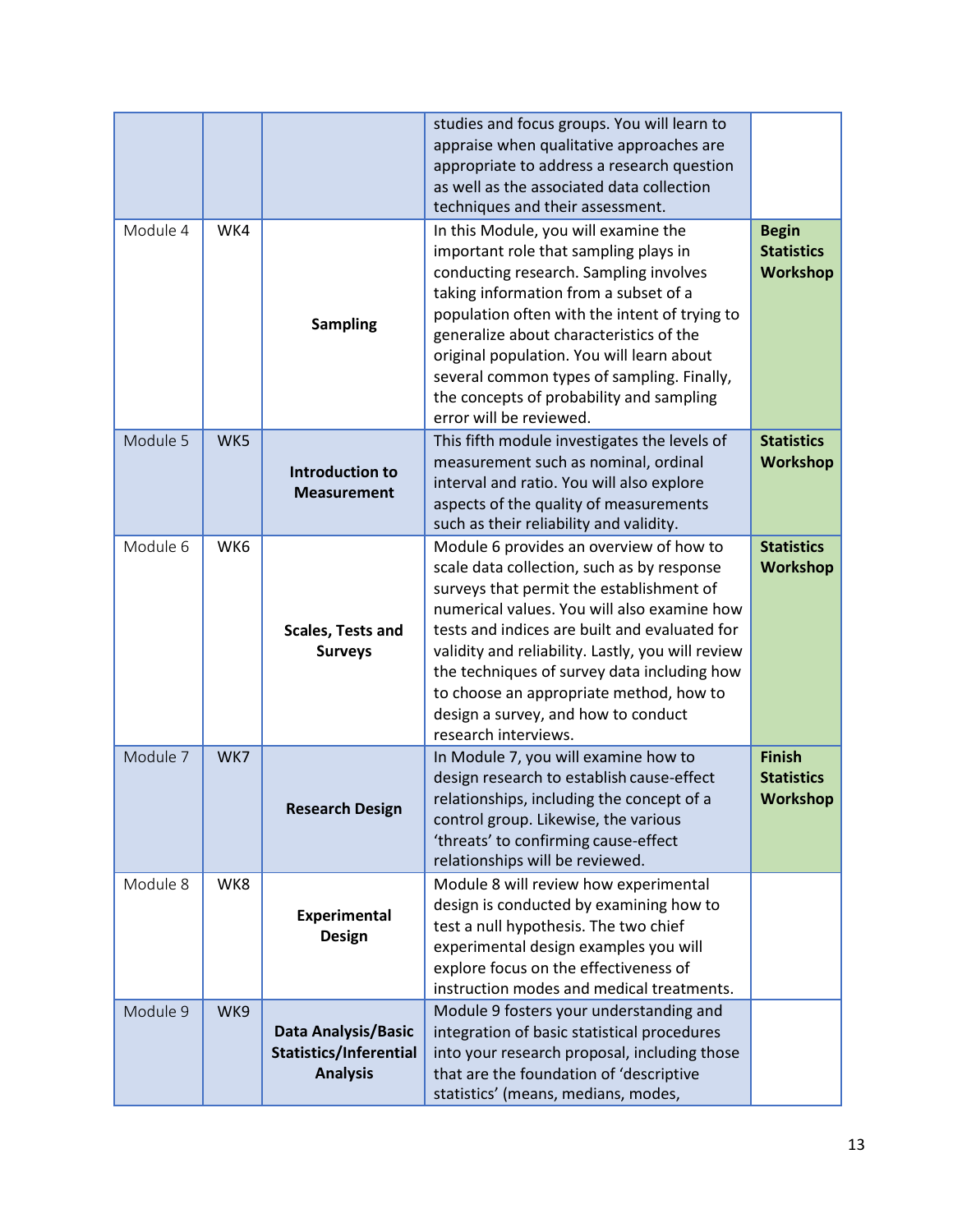| | | | | |
|---|---|---|---|---|
| | | | studies and focus groups. You will learn to appraise when qualitative approaches are appropriate to address a research question as well as the associated data collection techniques and their assessment. | |
| Module 4 | WK4 | **Sampling** | In this Module, you will examine the important role that sampling plays in conducting research. Sampling involves taking information from a subset of a population often with the intent of trying to generalize about characteristics of the original population. You will learn about several common types of sampling. Finally, the concepts of probability and sampling error will be reviewed. | **Begin Statistics Workshop** |
| Module 5 | WK5 | **Introduction to Measurement** | This fifth module investigates the levels of measurement such as nominal, ordinal interval and ratio. You will also explore aspects of the quality of measurements such as their reliability and validity. | **Statistics Workshop** |
| Module 6 | WK6 | **Scales, Tests and Surveys** | Module 6 provides an overview of how to scale data collection, such as by response surveys that permit the establishment of numerical values. You will also examine how tests and indices are built and evaluated for validity and reliability. Lastly, you will review the techniques of survey data including how to choose an appropriate method, how to design a survey, and how to conduct research interviews. | **Statistics Workshop** |
| Module 7 | WK7 | **Research Design** | In Module 7, you will examine how to design research to establish cause-effect relationships, including the concept of a control group. Likewise, the various 'threats' to confirming cause-effect relationships will be reviewed. | **Finish Statistics Workshop** |
| Module 8 | WK8 | **Experimental Design** | Module 8 will review how experimental design is conducted by examining how to test a null hypothesis. The two chief experimental design examples you will explore focus on the effectiveness of instruction modes and medical treatments. | |
| Module 9 | WK9 | **Data Analysis/Basic Statistics/Inferential Analysis** | Module 9 fosters your understanding and integration of basic statistical procedures into your research proposal, including those that are the foundation of 'descriptive statistics' (means, medians, modes, | |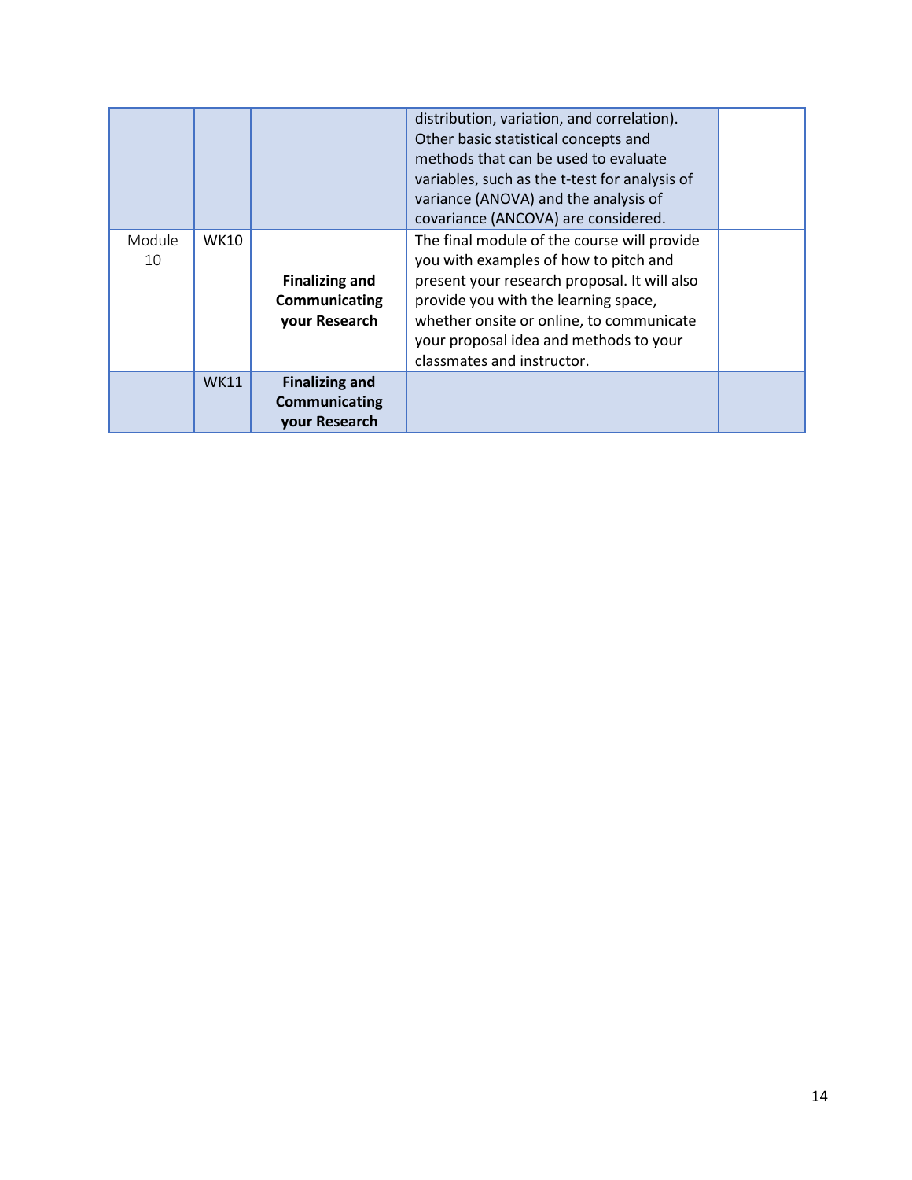| | | | | |
|---|---|---|---|---|
| | | | distribution, variation, and correlation). Other basic statistical concepts and methods that can be used to evaluate variables, such as the t-test for analysis of variance (ANOVA) and the analysis of covariance (ANCOVA) are considered. | |
| Module 10 | WK10 | **Finalizing and Communicating your Research** | The final module of the course will provide you with examples of how to pitch and present your research proposal. It will also provide you with the learning space, whether onsite or online, to communicate your proposal idea and methods to your classmates and instructor. | |
| | WK11 | **Finalizing and Communicating your Research** | | |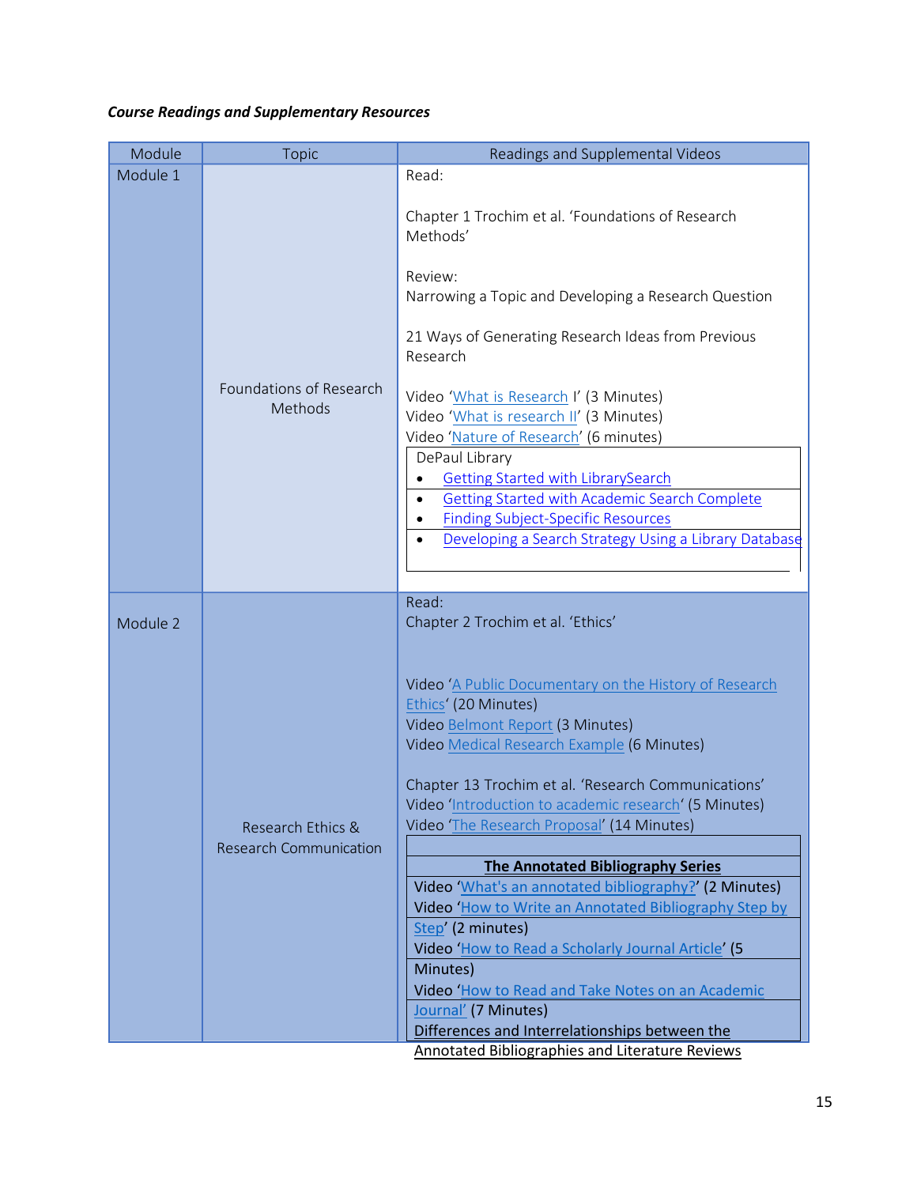***Course Readings and Supplementary Resources***

| Module | Topic | Readings and Supplemental Videos |
|---|---|---|
| Module 1 | Foundations of Research Methods | Read:<br><br>Chapter 1 Trochim et al. 'Foundations of Research Methods'<br><br>Review:<br>Narrowing a Topic and Developing a Research Question<br><br>21 Ways of Generating Research Ideas from Previous Research<br><br>Video 'What is Research I' (3 Minutes)<br>Video 'What is research II' (3 Minutes)<br>Video 'Nature of Research' (6 minutes)<br><br>DePaul Library<br>• Getting Started with LibrarySearch<br>• Getting Started with Academic Search Complete<br>• Finding Subject-Specific Resources<br>• Developing a Search Strategy Using a Library Database |
| Module 2 | Research Ethics & Research Communication | Read:<br>Chapter 2 Trochim et al. 'Ethics'<br><br>Video 'A Public Documentary on the History of Research Ethics' (20 Minutes)<br>Video Belmont Report (3 Minutes)<br>Video Medical Research Example (6 Minutes)<br><br>Chapter 13 Trochim et al. 'Research Communications'<br>Video 'Introduction to academic research' (5 Minutes)<br>Video 'The Research Proposal' (14 Minutes)<br><br>**The Annotated Bibliography Series**<br>Video 'What's an annotated bibliography?' (2 Minutes)<br>Video 'How to Write an Annotated Bibliography Step by Step' (2 minutes)<br>Video 'How to Read a Scholarly Journal Article' (5 Minutes)<br>Video 'How to Read and Take Notes on an Academic Journal' (7 Minutes)<br>Differences and Interrelationships between the Annotated Bibliographies and Literature Reviews |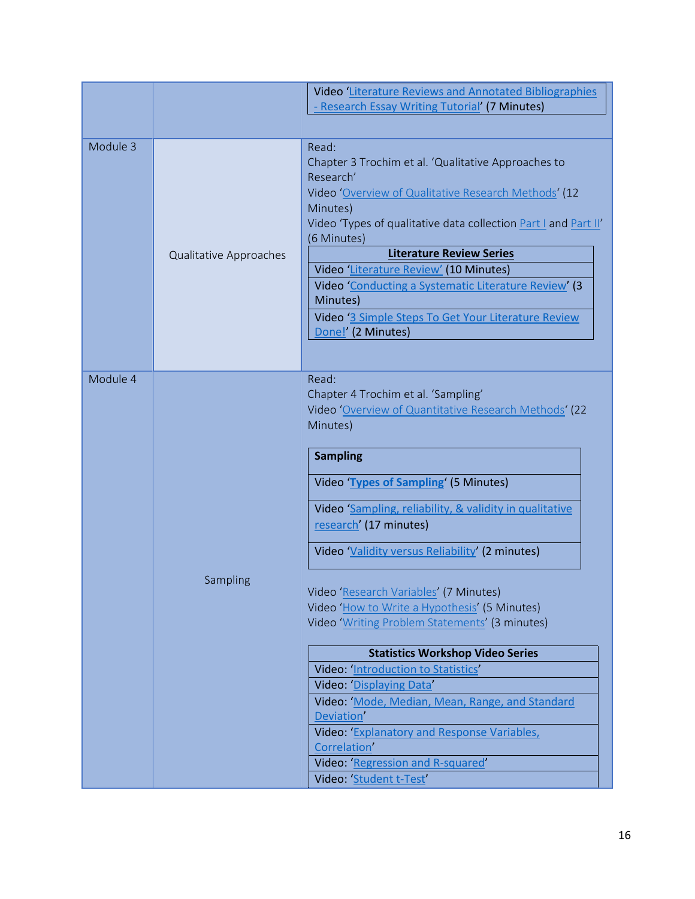| | | |
|---|---|---|
| | | Video 'Literature Reviews and Annotated Bibliographies - Research Essay Writing Tutorial' (7 Minutes) |
| Module 3 | Qualitative Approaches | Read:<br>Chapter 3 Trochim et al. 'Qualitative Approaches to Research'<br>Video 'Overview of Qualitative Research Methods' (12 Minutes)<br>Video 'Types of qualitative data collection Part I and Part II' (6 Minutes)<br>**Literature Review Series**<br>Video 'Literature Review' (10 Minutes)<br>Video 'Conducting a Systematic Literature Review' (3 Minutes)<br>Video '3 Simple Steps To Get Your Literature Review Done!' (2 Minutes) |
| Module 4 | Sampling | Read:<br>Chapter 4 Trochim et al. 'Sampling'<br>Video 'Overview of Quantitative Research Methods' (22 Minutes)<br>**Sampling**<br>Video '**Types of Sampling**' (5 Minutes)<br>Video 'Sampling, reliability, & validity in qualitative research' (17 minutes)<br>Video 'Validity versus Reliability' (2 minutes)<br><br>Video 'Research Variables' (7 Minutes)<br>Video 'How to Write a Hypothesis' (5 Minutes)<br>Video 'Writing Problem Statements' (3 minutes)<br><br>**Statistics Workshop Video Series**<br>Video: 'Introduction to Statistics'<br>Video: 'Displaying Data'<br>Video: 'Mode, Median, Mean, Range, and Standard Deviation'<br>Video: 'Explanatory and Response Variables, Correlation'<br>Video: 'Regression and R-squared'<br>Video: 'Student t-Test' |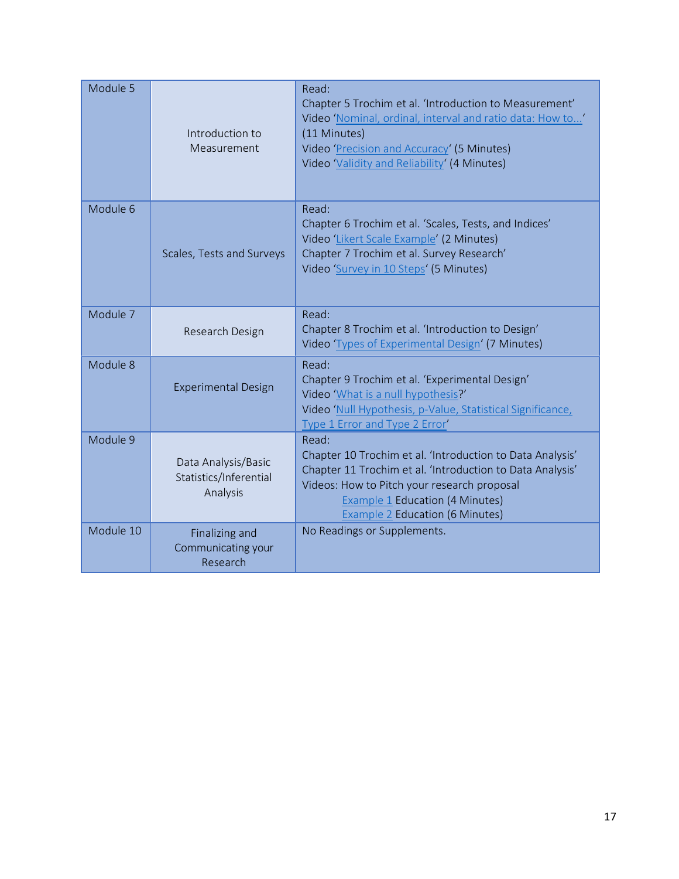| Module 5 | Introduction to Measurement | Read:<br>Chapter 5 Trochim et al. 'Introduction to Measurement'<br>Video 'Nominal, ordinal, interval and ratio data: How to...' (11 Minutes)<br>Video 'Precision and Accuracy' (5 Minutes)<br>Video 'Validity and Reliability' (4 Minutes) |
|---|---|---|
| Module 6 | Scales, Tests and Surveys | Read:<br>Chapter 6 Trochim et al. 'Scales, Tests, and Indices'<br>Video 'Likert Scale Example' (2 Minutes)<br>Chapter 7 Trochim et al. Survey Research'<br>Video 'Survey in 10 Steps' (5 Minutes) |
| Module 7 | Research Design | Read:<br>Chapter 8 Trochim et al. 'Introduction to Design'<br>Video 'Types of Experimental Design' (7 Minutes) |
| Module 8 | Experimental Design | Read:<br>Chapter 9 Trochim et al. 'Experimental Design'<br>Video 'What is a null hypothesis?'<br>Video 'Null Hypothesis, p-Value, Statistical Significance, Type 1 Error and Type 2 Error' |
| Module 9 | Data Analysis/Basic Statistics/Inferential Analysis | Read:<br>Chapter 10 Trochim et al. 'Introduction to Data Analysis'<br>Chapter 11 Trochim et al. 'Introduction to Data Analysis'<br>Videos: How to Pitch your research proposal<br>Example 1 Education (4 Minutes)<br>Example 2 Education (6 Minutes) |
| Module 10 | Finalizing and Communicating your Research | No Readings or Supplements. |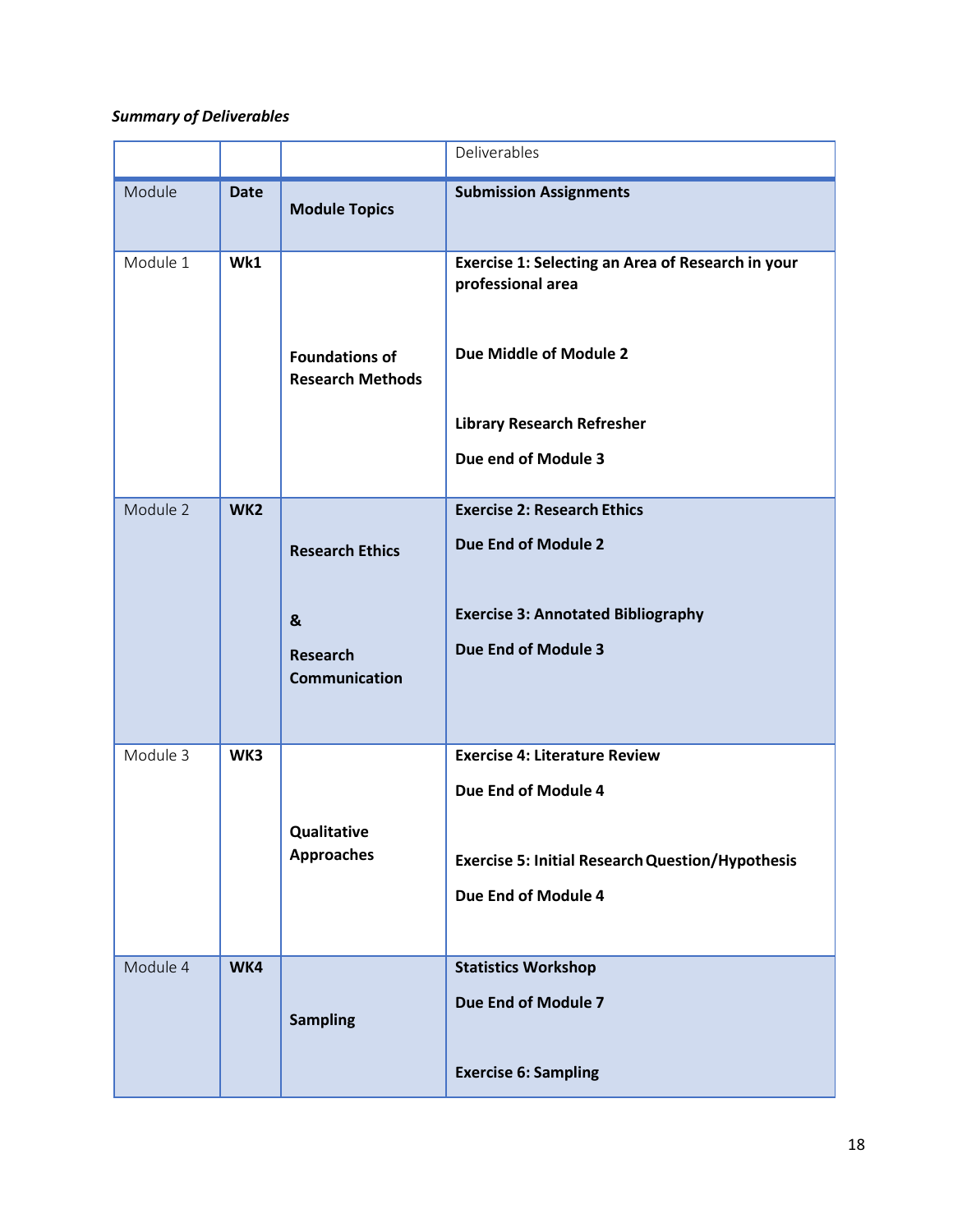***Summary of Deliverables***

| | | | Deliverables |
|---|---|---|---|
| Module | **Date** | **Module Topics** | **Submission Assignments** |
| Module 1 | **Wk1** | **Foundations of Research Methods** | **Exercise 1: Selecting an Area of Research in your professional area**<br><br>**Due Middle of Module 2**<br><br>**Library Research Refresher**<br><br>**Due end of Module 3** |
| Module 2 | **WK2** | **Research Ethics**<br><br>**&**<br><br>**Research Communication** | **Exercise 2: Research Ethics**<br><br>**Due End of Module 2**<br><br>**Exercise 3: Annotated Bibliography**<br><br>**Due End of Module 3** |
| Module 3 | **WK3** | **Qualitative Approaches** | **Exercise 4: Literature Review**<br><br>**Due End of Module 4**<br><br>**Exercise 5: Initial Research Question/Hypothesis**<br><br>**Due End of Module 4** |
| Module 4 | **WK4** | **Sampling** | **Statistics Workshop**<br><br>**Due End of Module 7**<br><br>**Exercise 6: Sampling** |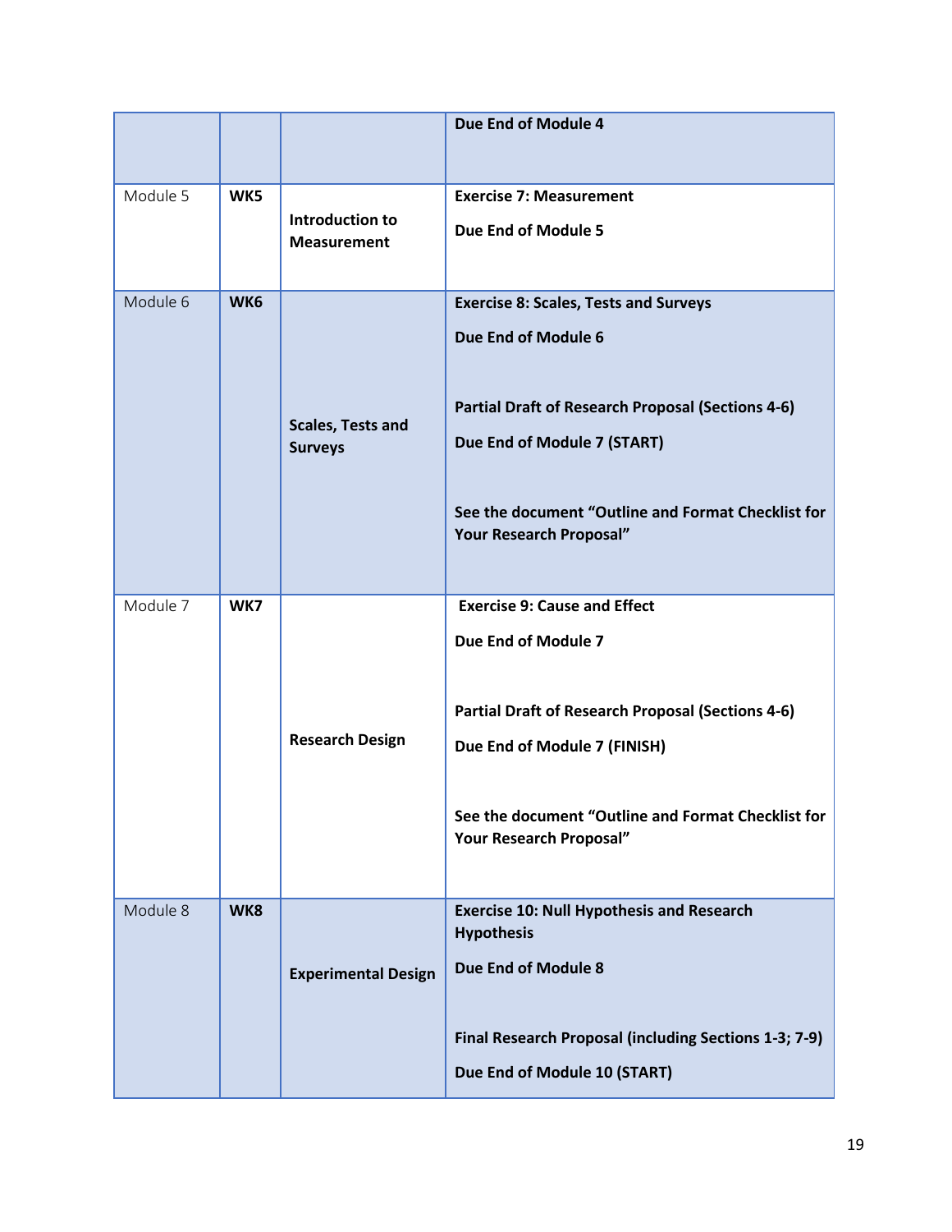| | | | |
|---|---|---|---|
| | | | **Due End of Module 4** |
| Module 5 | **WK5** | **Introduction to Measurement** | **Exercise 7: Measurement**<br><br>**Due End of Module 5** |
| Module 6 | **WK6** | **Scales, Tests and Surveys** | **Exercise 8: Scales, Tests and Surveys**<br><br>**Due End of Module 6**<br><br>**Partial Draft of Research Proposal (Sections 4-6)**<br><br>**Due End of Module 7 (START)**<br><br>**See the document "Outline and Format Checklist for Your Research Proposal"** |
| Module 7 | **WK7** | **Research Design** | **Exercise 9: Cause and Effect**<br><br>**Due End of Module 7**<br><br>**Partial Draft of Research Proposal (Sections 4-6)**<br><br>**Due End of Module 7 (FINISH)**<br><br>**See the document "Outline and Format Checklist for Your Research Proposal"** |
| Module 8 | **WK8** | **Experimental Design** | **Exercise 10: Null Hypothesis and Research Hypothesis**<br><br>**Due End of Module 8**<br><br>**Final Research Proposal (including Sections 1-3; 7-9)**<br><br>**Due End of Module 10 (START)** |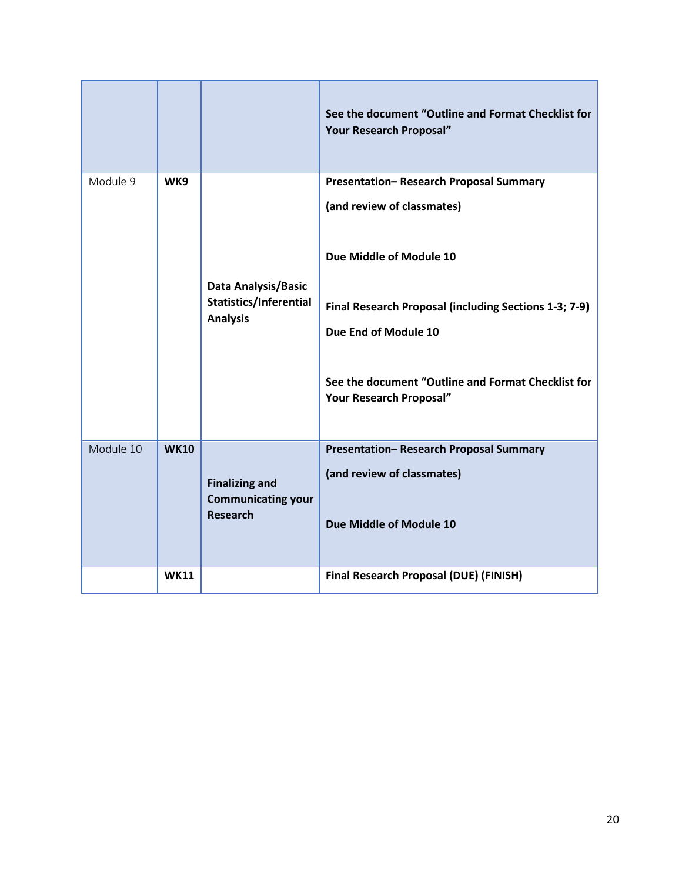| | | | |
|---|---|---|---|
| | | | **See the document "Outline and Format Checklist for Your Research Proposal"** |
| Module 9 | **WK9** | **Data Analysis/Basic Statistics/Inferential Analysis** | **Presentation– Research Proposal Summary**<br><br>**(and review of classmates)**<br><br>**Due Middle of Module 10**<br><br>**Final Research Proposal (including Sections 1-3; 7-9)**<br><br>**Due End of Module 10**<br><br>**See the document "Outline and Format Checklist for Your Research Proposal"** |
| Module 10 | **WK10** | **Finalizing and Communicating your Research** | **Presentation– Research Proposal Summary**<br><br>**(and review of classmates)**<br><br>**Due Middle of Module 10** |
| | **WK11** | | **Final Research Proposal (DUE) (FINISH)** |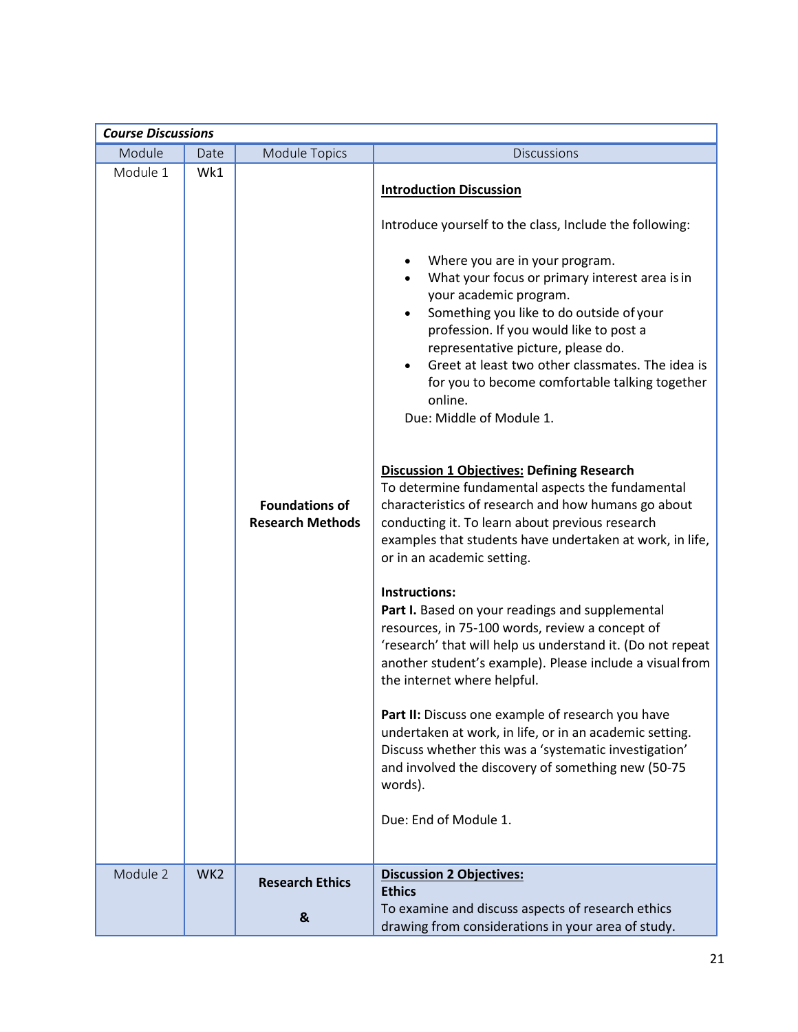| *Course Discussions* | | | |
|---|---|---|---|
| Module | Date | Module Topics | Discussions |
| Module 1 | Wk1 | **Foundations of Research Methods** | <u>**Introduction Discussion**</u><br><br>Introduce yourself to the class, Include the following:<br><br>• Where you are in your program.<br>• What your focus or primary interest area is in your academic program.<br>• Something you like to do outside of your profession. If you would like to post a representative picture, please do.<br>• Greet at least two other classmates. The idea is for you to become comfortable talking together online.<br><br>Due: Middle of Module 1.<br><br><u>**Discussion 1 Objectives:**</u> **Defining Research**<br>To determine fundamental aspects the fundamental characteristics of research and how humans go about conducting it. To learn about previous research examples that students have undertaken at work, in life, or in an academic setting.<br><br>**Instructions:**<br>**Part I.** Based on your readings and supplemental resources, in 75-100 words, review a concept of 'research' that will help us understand it. (Do not repeat another student's example). Please include a visual from the internet where helpful.<br><br>**Part II:** Discuss one example of research you have undertaken at work, in life, or in an academic setting. Discuss whether this was a 'systematic investigation' and involved the discovery of something new (50-75 words).<br><br>Due: End of Module 1. |
| Module 2 | WK2 | **Research Ethics**<br><br>**&** | <u>**Discussion 2 Objectives:**</u><br>**Ethics**<br>To examine and discuss aspects of research ethics drawing from considerations in your area of study. |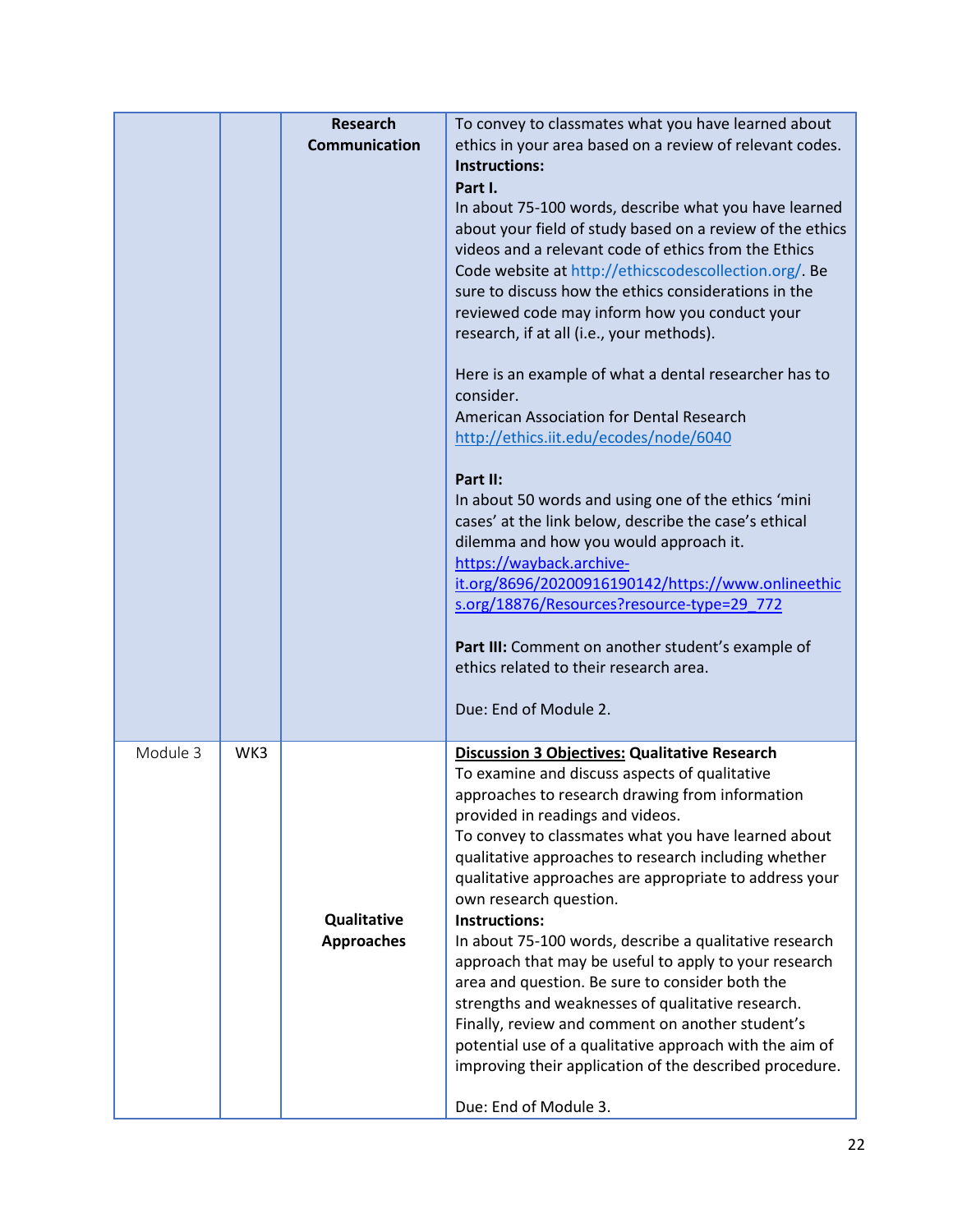| | | | |
|---|---|---|---|
| | | **Research Communication** | To convey to classmates what you have learned about ethics in your area based on a review of relevant codes.<br>**Instructions:**<br>**Part I.**<br>In about 75-100 words, describe what you have learned about your field of study based on a review of the ethics videos and a relevant code of ethics from the Ethics Code website at http://ethicscodescollection.org/. Be sure to discuss how the ethics considerations in the reviewed code may inform how you conduct your research, if at all (i.e., your methods).<br><br>Here is an example of what a dental researcher has to consider.<br>American Association for Dental Research<br>http://ethics.iit.edu/ecodes/node/6040<br><br>**Part II:**<br>In about 50 words and using one of the ethics 'mini cases' at the link below, describe the case's ethical dilemma and how you would approach it.<br>https://wayback.archive-it.org/8696/20200916190142/https://www.onlineethics.org/18876/Resources?resource-type=29_772<br><br>**Part III:** Comment on another student's example of ethics related to their research area.<br><br>Due: End of Module 2. |
| Module 3 | WK3 | **Qualitative Approaches** | **Discussion 3 Objectives: Qualitative Research**<br>To examine and discuss aspects of qualitative approaches to research drawing from information provided in readings and videos.<br>To convey to classmates what you have learned about qualitative approaches to research including whether qualitative approaches are appropriate to address your own research question.<br>**Instructions:**<br>In about 75-100 words, describe a qualitative research approach that may be useful to apply to your research area and question. Be sure to consider both the strengths and weaknesses of qualitative research. Finally, review and comment on another student's potential use of a qualitative approach with the aim of improving their application of the described procedure.<br><br>Due: End of Module 3. |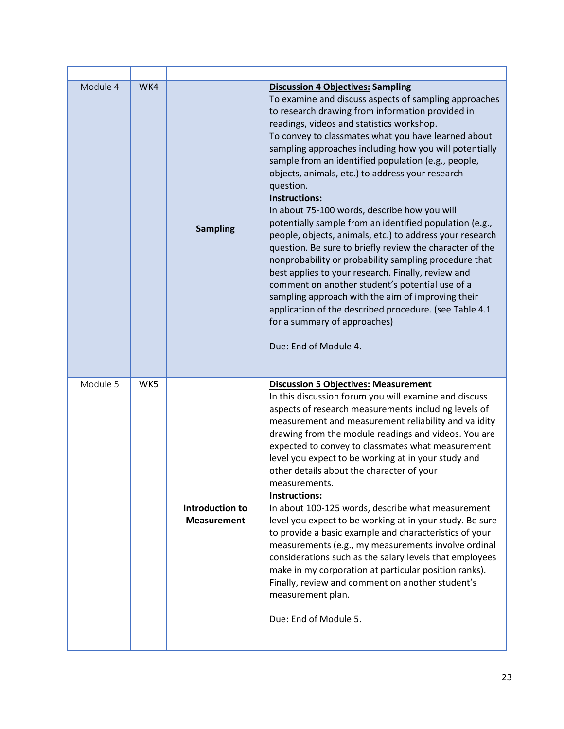| | | | |
|---|---|---|---|
| Module 4 | WK4 | **Sampling** | **<u>Discussion 4 Objectives:</u> Sampling**<br>To examine and discuss aspects of sampling approaches to research drawing from information provided in readings, videos and statistics workshop.<br>To convey to classmates what you have learned about sampling approaches including how you will potentially sample from an identified population (e.g., people, objects, animals, etc.) to address your research question.<br>**Instructions:**<br>In about 75-100 words, describe how you will potentially sample from an identified population (e.g., people, objects, animals, etc.) to address your research question. Be sure to briefly review the character of the nonprobability or probability sampling procedure that best applies to your research. Finally, review and comment on another student's potential use of a sampling approach with the aim of improving their application of the described procedure. (see Table 4.1 for a summary of approaches)<br><br>Due: End of Module 4. |
| Module 5 | WK5 | **Introduction to Measurement** | **<u>Discussion 5 Objectives:</u> Measurement**<br>In this discussion forum you will examine and discuss aspects of research measurements including levels of measurement and measurement reliability and validity drawing from the module readings and videos. You are expected to convey to classmates what measurement level you expect to be working at in your study and other details about the character of your measurements.<br>**Instructions:**<br>In about 100-125 words, describe what measurement level you expect to be working at in your study. Be sure to provide a basic example and characteristics of your measurements (e.g., my measurements involve <u>ordinal</u> considerations such as the salary levels that employees make in my corporation at particular position ranks). Finally, review and comment on another student's measurement plan.<br><br>Due: End of Module 5. |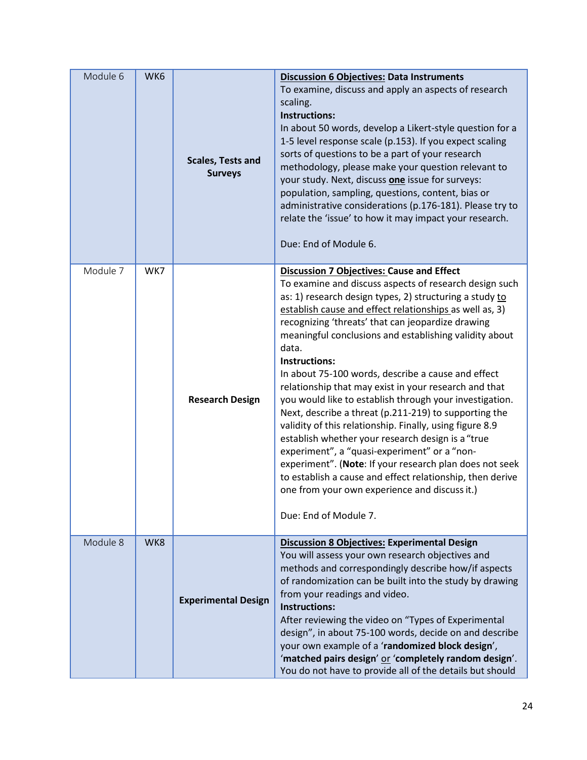| Module 6 | WK6 | **Scales, Tests and Surveys** | **<u>Discussion 6 Objectives:</u> Data Instruments**<br>To examine, discuss and apply an aspects of research scaling.<br>**Instructions:**<br>In about 50 words, develop a Likert-style question for a 1-5 level response scale (p.153). If you expect scaling sorts of questions to be a part of your research methodology, please make your question relevant to your study. Next, discuss <u>**one**</u> issue for surveys: population, sampling, questions, content, bias or administrative considerations (p.176-181). Please try to relate the 'issue' to how it may impact your research.<br><br>Due: End of Module 6. |
|---|---|---|---|
| Module 7 | WK7 | **Research Design** | **<u>Discussion 7 Objectives:</u> Cause and Effect**<br>To examine and discuss aspects of research design such as: 1) research design types, 2) structuring a study <u>to establish cause and effect relationships</u> as well as, 3) recognizing 'threats' that can jeopardize drawing meaningful conclusions and establishing validity about data.<br>**Instructions:**<br>In about 75-100 words, describe a cause and effect relationship that may exist in your research and that you would like to establish through your investigation. Next, describe a threat (p.211-219) to supporting the validity of this relationship. Finally, using figure 8.9 establish whether your research design is a "true experiment", a "quasi-experiment" or a "non-experiment". (**Note**: If your research plan does not seek to establish a cause and effect relationship, then derive one from your own experience and discuss it.)<br><br>Due: End of Module 7. |
| Module 8 | WK8 | **Experimental Design** | **<u>Discussion 8 Objectives:</u> Experimental Design**<br>You will assess your own research objectives and methods and correspondingly describe how/if aspects of randomization can be built into the study by drawing from your readings and video.<br>**Instructions:**<br>After reviewing the video on "Types of Experimental design", in about 75-100 words, decide on and describe your own example of a '**randomized block design**', '**matched pairs design**' <u>or</u> '**completely random design**'. You do not have to provide all of the details but should |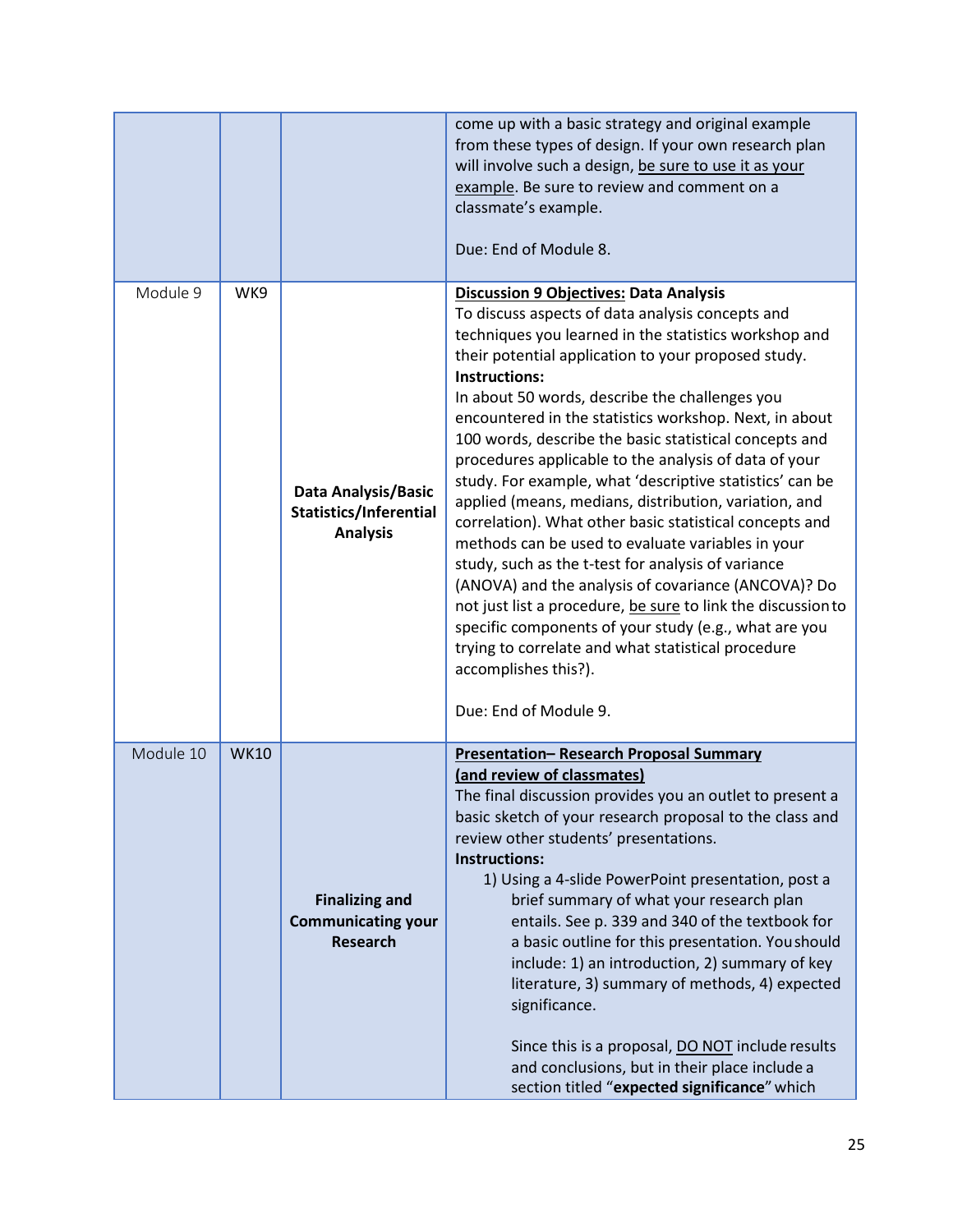| | | | |
|---|---|---|---|
| | | | come up with a basic strategy and original example from these types of design. If your own research plan will involve such a design, <u>be sure to use it as your example</u>. Be sure to review and comment on a classmate's example.<br><br>Due: End of Module 8. |
| Module 9 | WK9 | **Data Analysis/Basic Statistics/Inferential Analysis** | **<u>Discussion 9 Objectives:</u> Data Analysis**<br>To discuss aspects of data analysis concepts and techniques you learned in the statistics workshop and their potential application to your proposed study.<br>**Instructions:**<br>In about 50 words, describe the challenges you encountered in the statistics workshop. Next, in about 100 words, describe the basic statistical concepts and procedures applicable to the analysis of data of your study. For example, what 'descriptive statistics' can be applied (means, medians, distribution, variation, and correlation). What other basic statistical concepts and methods can be used to evaluate variables in your study, such as the t-test for analysis of variance (ANOVA) and the analysis of covariance (ANCOVA)? Do not just list a procedure, <u>be sure</u> to link the discussion to specific components of your study (e.g., what are you trying to correlate and what statistical procedure accomplishes this?).<br><br>Due: End of Module 9. |
| Module 10 | WK10 | **Finalizing and Communicating your Research** | **<u>Presentation– Research Proposal Summary (and review of classmates)</u>**<br>The final discussion provides you an outlet to present a basic sketch of your research proposal to the class and review other students' presentations.<br>**Instructions:**<br>1) Using a 4-slide PowerPoint presentation, post a brief summary of what your research plan entails. See p. 339 and 340 of the textbook for a basic outline for this presentation. You should include: 1) an introduction, 2) summary of key literature, 3) summary of methods, 4) expected significance.<br><br>Since this is a proposal, <u>DO NOT</u> include results and conclusions, but in their place include a section titled "**expected significance**" which |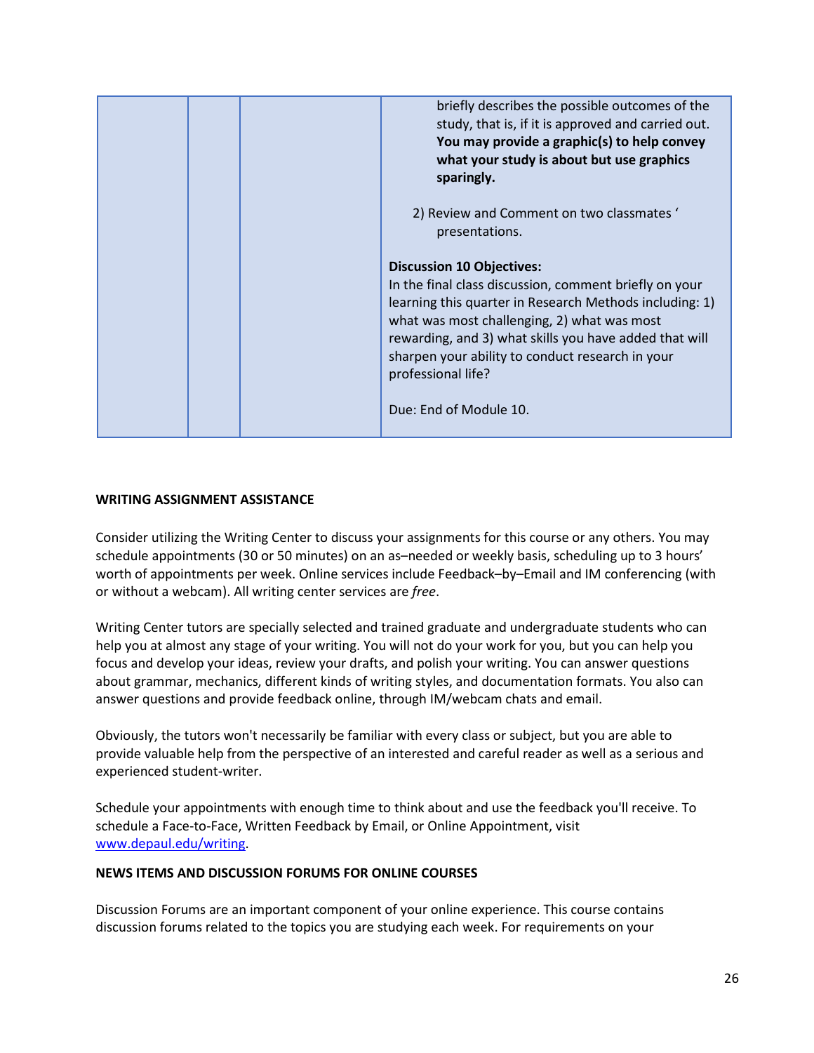| | | | briefly describes the possible outcomes of the study, that is, if it is approved and carried out. **You may provide a graphic(s) to help convey what your study is about but use graphics sparingly.**<br><br>2) Review and Comment on two classmates ' presentations.<br><br>**Discussion 10 Objectives:**<br>In the final class discussion, comment briefly on your learning this quarter in Research Methods including: 1) what was most challenging, 2) what was most rewarding, and 3) what skills you have added that will sharpen your ability to conduct research in your professional life?<br><br>Due: End of Module 10. |
|---|---|---|---|

**WRITING ASSIGNMENT ASSISTANCE**

Consider utilizing the Writing Center to discuss your assignments for this course or any others. You may schedule appointments (30 or 50 minutes) on an as–needed or weekly basis, scheduling up to 3 hours' worth of appointments per week. Online services include Feedback–by–Email and IM conferencing (with or without a webcam). All writing center services are *free*.

Writing Center tutors are specially selected and trained graduate and undergraduate students who can help you at almost any stage of your writing. You will not do your work for you, but you can help you focus and develop your ideas, review your drafts, and polish your writing. You can answer questions about grammar, mechanics, different kinds of writing styles, and documentation formats. You also can answer questions and provide feedback online, through IM/webcam chats and email.

Obviously, the tutors won't necessarily be familiar with every class or subject, but you are able to provide valuable help from the perspective of an interested and careful reader as well as a serious and experienced student-writer.

Schedule your appointments with enough time to think about and use the feedback you'll receive. To schedule a Face-to-Face, Written Feedback by Email, or Online Appointment, visit [www.depaul.edu/writing](www.depaul.edu/writing).

**NEWS ITEMS AND DISCUSSION FORUMS FOR ONLINE COURSES**

Discussion Forums are an important component of your online experience. This course contains discussion forums related to the topics you are studying each week. For requirements on your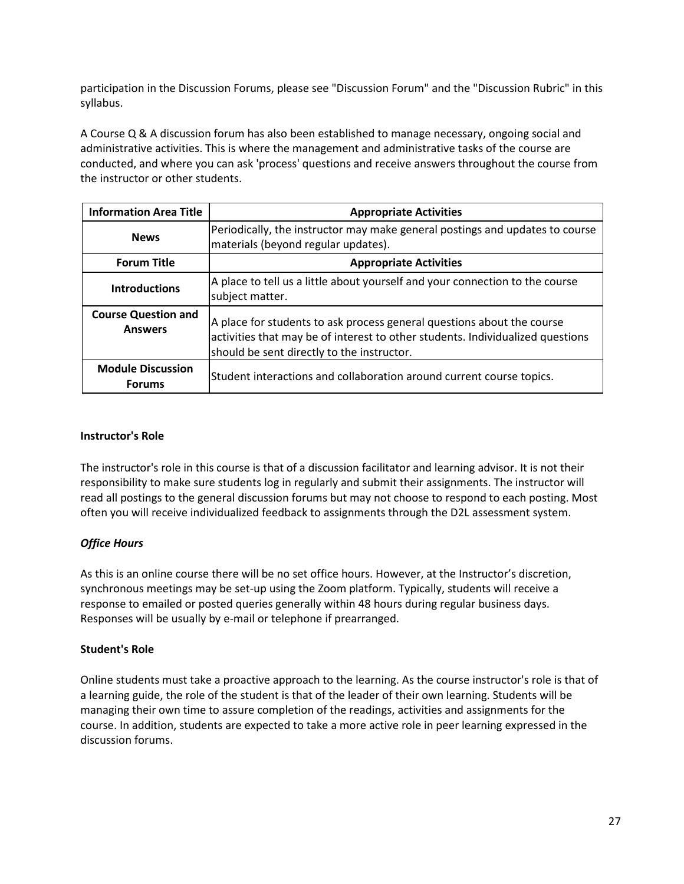participation in the Discussion Forums, please see "Discussion Forum" and the "Discussion Rubric" in this syllabus.

A Course Q & A discussion forum has also been established to manage necessary, ongoing social and administrative activities. This is where the management and administrative tasks of the course are conducted, and where you can ask 'process' questions and receive answers throughout the course from the instructor or other students.

| Information Area Title | Appropriate Activities |
|---|---|
| **News** | Periodically, the instructor may make general postings and updates to course materials (beyond regular updates). |
| **Forum Title** | **Appropriate Activities** |
| **Introductions** | A place to tell us a little about yourself and your connection to the course subject matter. |
| **Course Question and Answers** | A place for students to ask process general questions about the course activities that may be of interest to other students. Individualized questions should be sent directly to the instructor. |
| **Module Discussion Forums** | Student interactions and collaboration around current course topics. |

**Instructor's Role**

The instructor's role in this course is that of a discussion facilitator and learning advisor. It is not their responsibility to make sure students log in regularly and submit their assignments. The instructor will read all postings to the general discussion forums but may not choose to respond to each posting. Most often you will receive individualized feedback to assignments through the D2L assessment system.

***Office Hours***

As this is an online course there will be no set office hours. However, at the Instructor's discretion, synchronous meetings may be set-up using the Zoom platform. Typically, students will receive a response to emailed or posted queries generally within 48 hours during regular business days. Responses will be usually by e-mail or telephone if prearranged.

**Student's Role**

Online students must take a proactive approach to the learning. As the course instructor's role is that of a learning guide, the role of the student is that of the leader of their own learning. Students will be managing their own time to assure completion of the readings, activities and assignments for the course. In addition, students are expected to take a more active role in peer learning expressed in the discussion forums.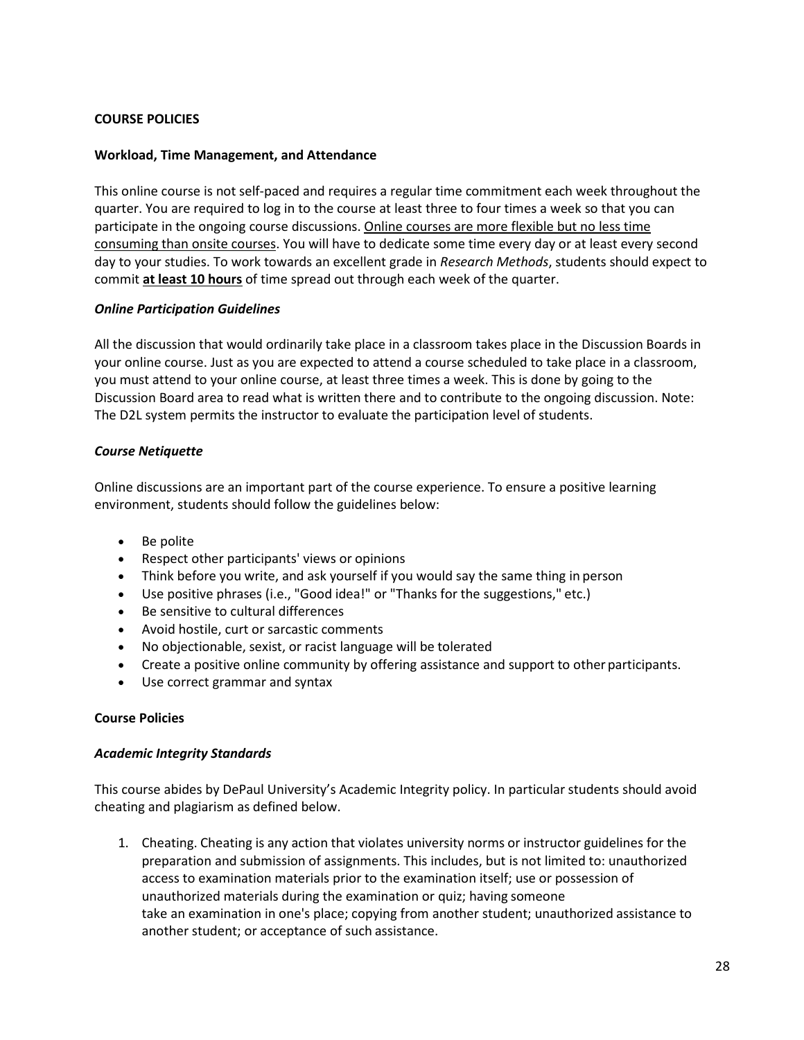**COURSE POLICIES**

**Workload, Time Management, and Attendance**

This online course is not self-paced and requires a regular time commitment each week throughout the quarter. You are required to log in to the course at least three to four times a week so that you can participate in the ongoing course discussions. <u>Online courses are more flexible but no less time consuming than onsite courses</u>. You will have to dedicate some time every day or at least every second day to your studies. To work towards an excellent grade in *Research Methods*, students should expect to commit **<u>at least 10 hours</u>** of time spread out through each week of the quarter.

***Online Participation Guidelines***

All the discussion that would ordinarily take place in a classroom takes place in the Discussion Boards in your online course. Just as you are expected to attend a course scheduled to take place in a classroom, you must attend to your online course, at least three times a week. This is done by going to the Discussion Board area to read what is written there and to contribute to the ongoing discussion. Note: The D2L system permits the instructor to evaluate the participation level of students.

***Course Netiquette***

Online discussions are an important part of the course experience. To ensure a positive learning environment, students should follow the guidelines below:

- Be polite
- Respect other participants' views or opinions
- Think before you write, and ask yourself if you would say the same thing in person
- Use positive phrases (i.e., "Good idea!" or "Thanks for the suggestions," etc.)
- Be sensitive to cultural differences
- Avoid hostile, curt or sarcastic comments
- No objectionable, sexist, or racist language will be tolerated
- Create a positive online community by offering assistance and support to other participants.
- Use correct grammar and syntax

**Course Policies**

***Academic Integrity Standards***

This course abides by DePaul University's Academic Integrity policy. In particular students should avoid cheating and plagiarism as defined below.

1. Cheating. Cheating is any action that violates university norms or instructor guidelines for the preparation and submission of assignments. This includes, but is not limited to: unauthorized access to examination materials prior to the examination itself; use or possession of unauthorized materials during the examination or quiz; having someone take an examination in one's place; copying from another student; unauthorized assistance to another student; or acceptance of such assistance.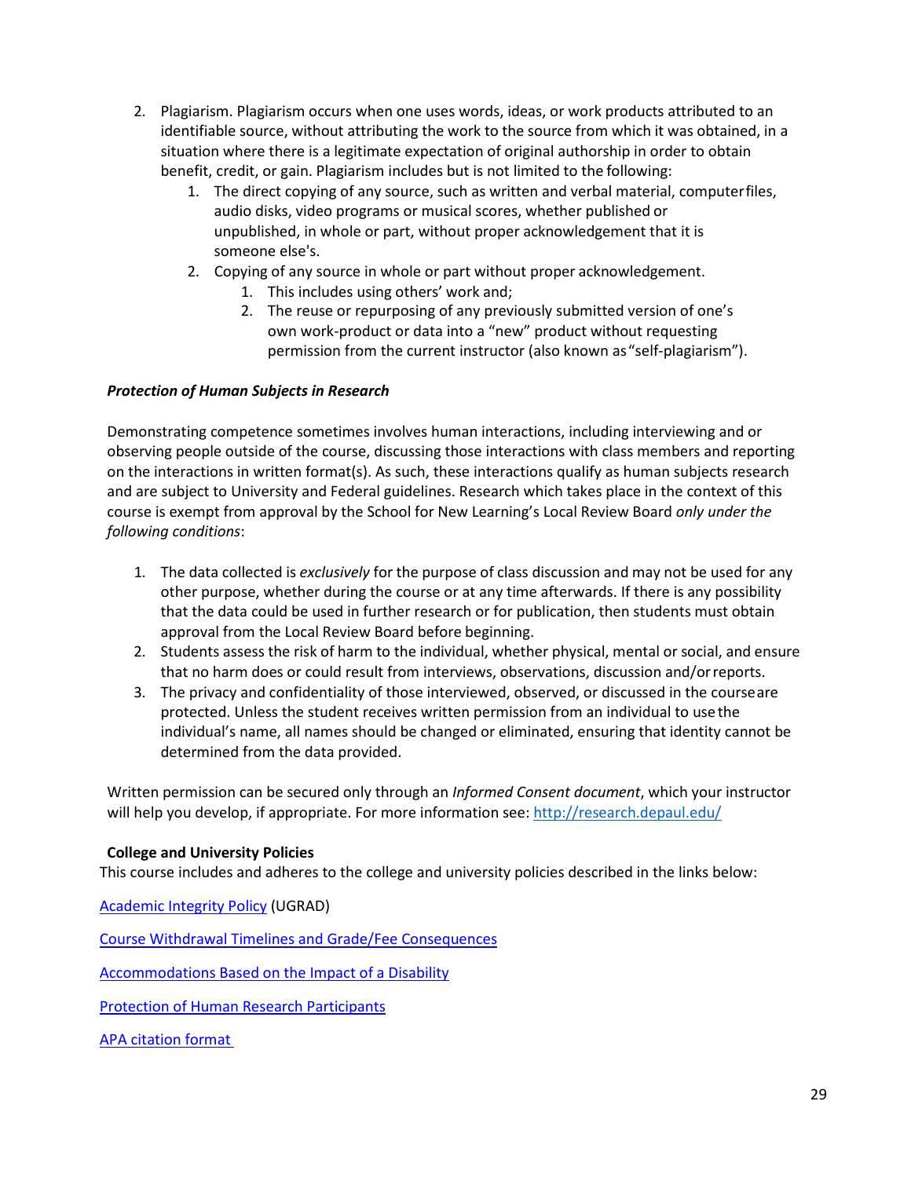2. Plagiarism. Plagiarism occurs when one uses words, ideas, or work products attributed to an identifiable source, without attributing the work to the source from which it was obtained, in a situation where there is a legitimate expectation of original authorship in order to obtain benefit, credit, or gain. Plagiarism includes but is not limited to the following:
    1. The direct copying of any source, such as written and verbal material, computer files, audio disks, video programs or musical scores, whether published or unpublished, in whole or part, without proper acknowledgement that it is someone else's.
    2. Copying of any source in whole or part without proper acknowledgement.
        1. This includes using others' work and;
        2. The reuse or repurposing of any previously submitted version of one's own work-product or data into a "new" product without requesting permission from the current instructor (also known as "self-plagiarism").

***Protection of Human Subjects in Research***

Demonstrating competence sometimes involves human interactions, including interviewing and or observing people outside of the course, discussing those interactions with class members and reporting on the interactions in written format(s). As such, these interactions qualify as human subjects research and are subject to University and Federal guidelines. Research which takes place in the context of this course is exempt from approval by the School for New Learning's Local Review Board *only under the following conditions*:

1. The data collected is *exclusively* for the purpose of class discussion and may not be used for any other purpose, whether during the course or at any time afterwards. If there is any possibility that the data could be used in further research or for publication, then students must obtain approval from the Local Review Board before beginning.
2. Students assess the risk of harm to the individual, whether physical, mental or social, and ensure that no harm does or could result from interviews, observations, discussion and/or reports.
3. The privacy and confidentiality of those interviewed, observed, or discussed in the course are protected. Unless the student receives written permission from an individual to use the individual's name, all names should be changed or eliminated, ensuring that identity cannot be determined from the data provided.

Written permission can be secured only through an *Informed Consent document*, which your instructor will help you develop, if appropriate. For more information see: [http://research.depaul.edu/](http://research.depaul.edu/)

**College and University Policies**

This course includes and adheres to the college and university policies described in the links below:

Academic Integrity Policy (UGRAD)

Course Withdrawal Timelines and Grade/Fee Consequences

Accommodations Based on the Impact of a Disability

Protection of Human Research Participants

APA citation format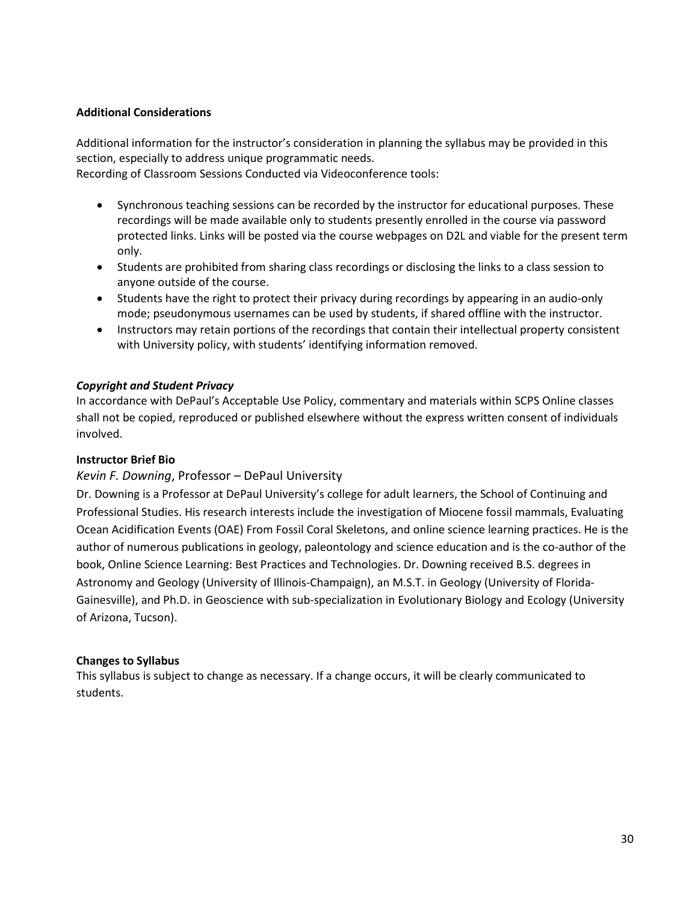**Additional Considerations**

Additional information for the instructor's consideration in planning the syllabus may be provided in this section, especially to address unique programmatic needs.
Recording of Classroom Sessions Conducted via Videoconference tools:

- Synchronous teaching sessions can be recorded by the instructor for educational purposes. These recordings will be made available only to students presently enrolled in the course via password protected links. Links will be posted via the course webpages on D2L and viable for the present term only.
- Students are prohibited from sharing class recordings or disclosing the links to a class session to anyone outside of the course.
- Students have the right to protect their privacy during recordings by appearing in an audio-only mode; pseudonymous usernames can be used by students, if shared offline with the instructor.
- Instructors may retain portions of the recordings that contain their intellectual property consistent with University policy, with students' identifying information removed.

***Copyright and Student Privacy***
In accordance with DePaul's Acceptable Use Policy, commentary and materials within SCPS Online classes shall not be copied, reproduced or published elsewhere without the express written consent of individuals involved.

**Instructor Brief Bio**
*Kevin F. Downing*, Professor – DePaul University
Dr. Downing is a Professor at DePaul University's college for adult learners, the School of Continuing and Professional Studies. His research interests include the investigation of Miocene fossil mammals, Evaluating Ocean Acidification Events (OAE) From Fossil Coral Skeletons, and online science learning practices. He is the author of numerous publications in geology, paleontology and science education and is the co-author of the book, Online Science Learning: Best Practices and Technologies. Dr. Downing received B.S. degrees in Astronomy and Geology (University of Illinois-Champaign), an M.S.T. in Geology (University of Florida-Gainesville), and Ph.D. in Geoscience with sub-specialization in Evolutionary Biology and Ecology (University of Arizona, Tucson).

**Changes to Syllabus**
This syllabus is subject to change as necessary. If a change occurs, it will be clearly communicated to students.